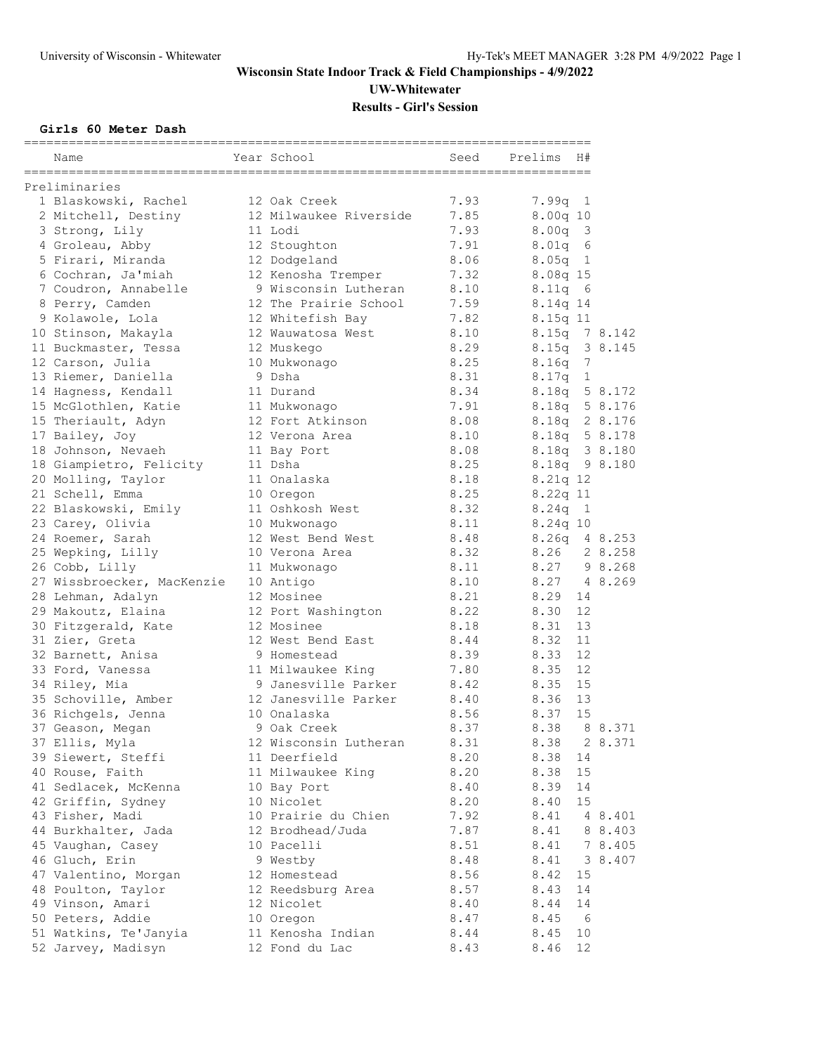# Wisconsin State Indoor Track & Field Championships - 4/9/2022

## UW-Whitewater

## Results - Girl's Session

### Girls 60 Meter Dash

Preliminaries

| Place | Name | Year | School | Seed | Prelims | H# | |
|---|---|---|---|---|---|---|---|
| 1 | Blaskowski, Rachel | 12 | Oak Creek | 7.93 | 7.99q | 1 | |
| 2 | Mitchell, Destiny | 12 | Milwaukee Riverside | 7.85 | 8.00q | 10 | |
| 3 | Strong, Lily | 11 | Lodi | 7.93 | 8.00q | 3 | |
| 4 | Groleau, Abby | 12 | Stoughton | 7.91 | 8.01q | 6 | |
| 5 | Firari, Miranda | 12 | Dodgeland | 8.06 | 8.05q | 1 | |
| 6 | Cochran, Ja'miah | 12 | Kenosha Tremper | 7.32 | 8.08q | 15 | |
| 7 | Coudron, Annabelle | 9 | Wisconsin Lutheran | 8.10 | 8.11q | 6 | |
| 8 | Perry, Camden | 12 | The Prairie School | 7.59 | 8.14q | 14 | |
| 9 | Kolawole, Lola | 12 | Whitefish Bay | 7.82 | 8.15q | 11 | |
| 10 | Stinson, Makayla | 12 | Wauwatosa West | 8.10 | 8.15q | 7 | 8.142 |
| 11 | Buckmaster, Tessa | 12 | Muskego | 8.29 | 8.15q | 3 | 8.145 |
| 12 | Carson, Julia | 10 | Mukwonago | 8.25 | 8.16q | 7 | |
| 13 | Riemer, Daniella | 9 | Dsha | 8.31 | 8.17q | 1 | |
| 14 | Hagness, Kendall | 11 | Durand | 8.34 | 8.18q | 5 | 8.172 |
| 15 | McGlothlen, Katie | 11 | Mukwonago | 7.91 | 8.18q | 5 | 8.176 |
| 15 | Theriault, Adyn | 12 | Fort Atkinson | 8.08 | 8.18q | 2 | 8.176 |
| 17 | Bailey, Joy | 12 | Verona Area | 8.10 | 8.18q | 5 | 8.178 |
| 18 | Johnson, Nevaeh | 11 | Bay Port | 8.08 | 8.18q | 3 | 8.180 |
| 18 | Giampietro, Felicity | 11 | Dsha | 8.25 | 8.18q | 9 | 8.180 |
| 20 | Molling, Taylor | 11 | Onalaska | 8.18 | 8.21q | 12 | |
| 21 | Schell, Emma | 10 | Oregon | 8.25 | 8.22q | 11 | |
| 22 | Blaskowski, Emily | 11 | Oshkosh West | 8.32 | 8.24q | 1 | |
| 23 | Carey, Olivia | 10 | Mukwonago | 8.11 | 8.24q | 10 | |
| 24 | Roemer, Sarah | 12 | West Bend West | 8.48 | 8.26q | 4 | 8.253 |
| 25 | Wepking, Lilly | 10 | Verona Area | 8.32 | 8.26 | 2 | 8.258 |
| 26 | Cobb, Lilly | 11 | Mukwonago | 8.11 | 8.27 | 9 | 8.268 |
| 27 | Wissbroecker, MacKenzie | 10 | Antigo | 8.10 | 8.27 | 4 | 8.269 |
| 28 | Lehman, Adalyn | 12 | Mosinee | 8.21 | 8.29 | 14 | |
| 29 | Makoutz, Elaina | 12 | Port Washington | 8.22 | 8.30 | 12 | |
| 30 | Fitzgerald, Kate | 12 | Mosinee | 8.18 | 8.31 | 13 | |
| 31 | Zier, Greta | 12 | West Bend East | 8.44 | 8.32 | 11 | |
| 32 | Barnett, Anisa | 9 | Homestead | 8.39 | 8.33 | 12 | |
| 33 | Ford, Vanessa | 11 | Milwaukee King | 7.80 | 8.35 | 12 | |
| 34 | Riley, Mia | 9 | Janesville Parker | 8.42 | 8.35 | 15 | |
| 35 | Schoville, Amber | 12 | Janesville Parker | 8.40 | 8.36 | 13 | |
| 36 | Richgels, Jenna | 10 | Onalaska | 8.56 | 8.37 | 15 | |
| 37 | Geason, Megan | 9 | Oak Creek | 8.37 | 8.38 | 8 | 8.371 |
| 37 | Ellis, Myla | 12 | Wisconsin Lutheran | 8.31 | 8.38 | 2 | 8.371 |
| 39 | Siewert, Steffi | 11 | Deerfield | 8.20 | 8.38 | 14 | |
| 40 | Rouse, Faith | 11 | Milwaukee King | 8.20 | 8.38 | 15 | |
| 41 | Sedlacek, McKenna | 10 | Bay Port | 8.40 | 8.39 | 14 | |
| 42 | Griffin, Sydney | 10 | Nicolet | 8.20 | 8.40 | 15 | |
| 43 | Fisher, Madi | 10 | Prairie du Chien | 7.92 | 8.41 | 4 | 8.401 |
| 44 | Burkhalter, Jada | 12 | Brodhead/Juda | 7.87 | 8.41 | 8 | 8.403 |
| 45 | Vaughan, Casey | 10 | Pacelli | 8.51 | 8.41 | 7 | 8.405 |
| 46 | Gluch, Erin | 9 | Westby | 8.48 | 8.41 | 3 | 8.407 |
| 47 | Valentino, Morgan | 12 | Homestead | 8.56 | 8.42 | 15 | |
| 48 | Poulton, Taylor | 12 | Reedsburg Area | 8.57 | 8.43 | 14 | |
| 49 | Vinson, Amari | 12 | Nicolet | 8.40 | 8.44 | 14 | |
| 50 | Peters, Addie | 10 | Oregon | 8.47 | 8.45 | 6 | |
| 51 | Watkins, Te'Janyia | 11 | Kenosha Indian | 8.44 | 8.45 | 10 | |
| 52 | Jarvey, Madisyn | 12 | Fond du Lac | 8.43 | 8.46 | 12 | |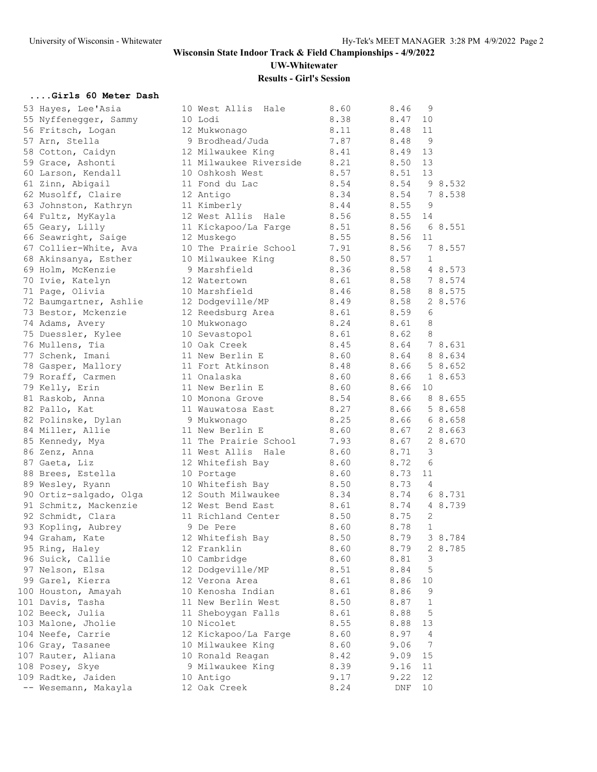# Wisconsin State Indoor Track & Field Championships - 4/9/2022

## UW-Whitewater

### Results - Girl's Session

**....Girls 60 Meter Dash**

| | | | | | | |
|---|---|---|---|---|---|---|
| 53 | Hayes, Lee'Asia | 10 West Allis Hale | 8.60 | 8.46 | 9 | |
| 55 | Nyffenegger, Sammy | 10 Lodi | 8.38 | 8.47 | 10 | |
| 56 | Fritsch, Logan | 12 Mukwonago | 8.11 | 8.48 | 11 | |
| 57 | Arn, Stella | 9 Brodhead/Juda | 7.87 | 8.48 | 9 | |
| 58 | Cotton, Caidyn | 12 Milwaukee King | 8.41 | 8.49 | 13 | |
| 59 | Grace, Ashonti | 11 Milwaukee Riverside | 8.21 | 8.50 | 13 | |
| 60 | Larson, Kendall | 10 Oshkosh West | 8.57 | 8.51 | 13 | |
| 61 | Zinn, Abigail | 11 Fond du Lac | 8.54 | 8.54 | 9 | 8.532 |
| 62 | Musolff, Claire | 12 Antigo | 8.34 | 8.54 | 7 | 8.538 |
| 63 | Johnston, Kathryn | 11 Kimberly | 8.44 | 8.55 | 9 | |
| 64 | Fultz, MyKayla | 12 West Allis Hale | 8.56 | 8.55 | 14 | |
| 65 | Geary, Lilly | 11 Kickapoo/La Farge | 8.51 | 8.56 | 6 | 8.551 |
| 66 | Seawright, Saige | 12 Muskego | 8.55 | 8.56 | 11 | |
| 67 | Collier-White, Ava | 10 The Prairie School | 7.91 | 8.56 | 7 | 8.557 |
| 68 | Akinsanya, Esther | 10 Milwaukee King | 8.50 | 8.57 | 1 | |
| 69 | Holm, McKenzie | 9 Marshfield | 8.36 | 8.58 | 4 | 8.573 |
| 70 | Ivie, Katelyn | 12 Watertown | 8.61 | 8.58 | 7 | 8.574 |
| 71 | Page, Olivia | 10 Marshfield | 8.46 | 8.58 | 8 | 8.575 |
| 72 | Baumgartner, Ashlie | 12 Dodgeville/MP | 8.49 | 8.58 | 2 | 8.576 |
| 73 | Bestor, Mckenzie | 12 Reedsburg Area | 8.61 | 8.59 | 6 | |
| 74 | Adams, Avery | 10 Mukwonago | 8.24 | 8.61 | 8 | |
| 75 | Duessler, Kylee | 10 Sevastopol | 8.61 | 8.62 | 8 | |
| 76 | Mullens, Tia | 10 Oak Creek | 8.45 | 8.64 | 7 | 8.631 |
| 77 | Schenk, Imani | 11 New Berlin E | 8.60 | 8.64 | 8 | 8.634 |
| 78 | Gasper, Mallory | 11 Fort Atkinson | 8.48 | 8.66 | 5 | 8.652 |
| 79 | Roraff, Carmen | 11 Onalaska | 8.60 | 8.66 | 1 | 8.653 |
| 79 | Kelly, Erin | 11 New Berlin E | 8.60 | 8.66 | 10 | |
| 81 | Raskob, Anna | 10 Monona Grove | 8.54 | 8.66 | 8 | 8.655 |
| 82 | Pallo, Kat | 11 Wauwatosa East | 8.27 | 8.66 | 5 | 8.658 |
| 82 | Polinske, Dylan | 9 Mukwonago | 8.25 | 8.66 | 6 | 8.658 |
| 84 | Miller, Allie | 11 New Berlin E | 8.60 | 8.67 | 2 | 8.663 |
| 85 | Kennedy, Mya | 11 The Prairie School | 7.93 | 8.67 | 2 | 8.670 |
| 86 | Zenz, Anna | 11 West Allis Hale | 8.60 | 8.71 | 3 | |
| 87 | Gaeta, Liz | 12 Whitefish Bay | 8.60 | 8.72 | 6 | |
| 88 | Brees, Estella | 10 Portage | 8.60 | 8.73 | 11 | |
| 89 | Wesley, Ryann | 10 Whitefish Bay | 8.50 | 8.73 | 4 | |
| 90 | Ortiz-salgado, Olga | 12 South Milwaukee | 8.34 | 8.74 | 6 | 8.731 |
| 91 | Schmitz, Mackenzie | 12 West Bend East | 8.61 | 8.74 | 4 | 8.739 |
| 92 | Schmidt, Clara | 11 Richland Center | 8.50 | 8.75 | 2 | |
| 93 | Kopling, Aubrey | 9 De Pere | 8.60 | 8.78 | 1 | |
| 94 | Graham, Kate | 12 Whitefish Bay | 8.50 | 8.79 | 3 | 8.784 |
| 95 | Ring, Haley | 12 Franklin | 8.60 | 8.79 | 2 | 8.785 |
| 96 | Suick, Callie | 10 Cambridge | 8.60 | 8.81 | 3 | |
| 97 | Nelson, Elsa | 12 Dodgeville/MP | 8.51 | 8.84 | 5 | |
| 99 | Garel, Kierra | 12 Verona Area | 8.61 | 8.86 | 10 | |
| 100 | Houston, Amayah | 10 Kenosha Indian | 8.61 | 8.86 | 9 | |
| 101 | Davis, Tasha | 11 New Berlin West | 8.50 | 8.87 | 1 | |
| 102 | Beeck, Julia | 11 Sheboygan Falls | 8.61 | 8.88 | 5 | |
| 103 | Malone, Jholie | 10 Nicolet | 8.55 | 8.88 | 13 | |
| 104 | Neefe, Carrie | 12 Kickapoo/La Farge | 8.60 | 8.97 | 4 | |
| 106 | Gray, Tasanee | 10 Milwaukee King | 8.60 | 9.06 | 7 | |
| 107 | Rauter, Aliana | 10 Ronald Reagan | 8.42 | 9.09 | 15 | |
| 108 | Posey, Skye | 9 Milwaukee King | 8.39 | 9.16 | 11 | |
| 109 | Radtke, Jaiden | 10 Antigo | 9.17 | 9.22 | 12 | |
| -- | Wesemann, Makayla | 12 Oak Creek | 8.24 | DNF | 10 | |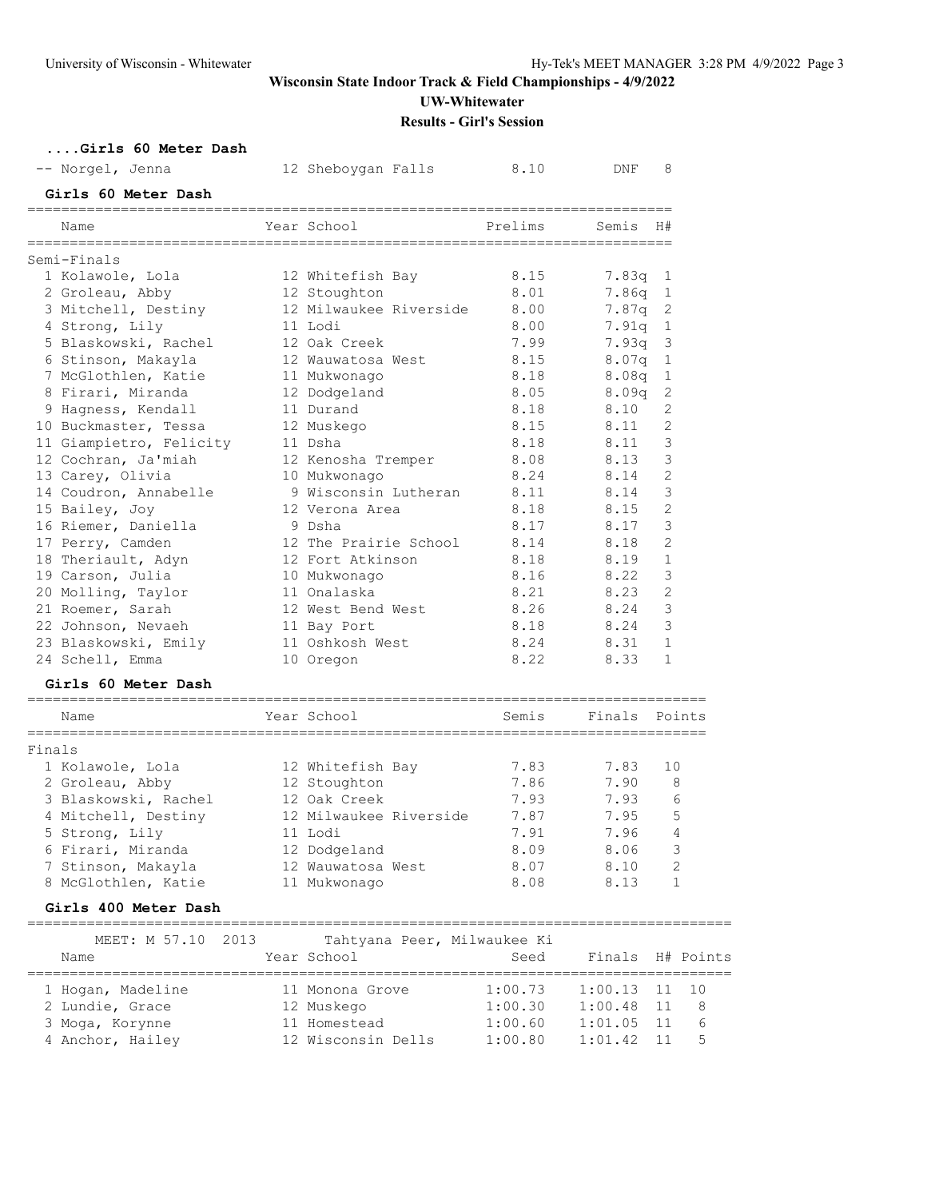# Wisconsin State Indoor Track & Field Championships - 4/9/2022

**UW-Whitewater**

**Results - Girl's Session**

### ....Girls 60 Meter Dash

| | Name | Year | School | Prelims | Semis | H# |
|---|---|---|---|---|---|---|
| -- | Norgel, Jenna | 12 | Sheboygan Falls | 8.10 | DNF | 8 |

### Girls 60 Meter Dash

Semi-Finals

| | Name | Year | School | Prelims | Semis | H# |
|---|---|---|---|---|---|---|
| 1 | Kolawole, Lola | 12 | Whitefish Bay | 8.15 | 7.83q | 1 |
| 2 | Groleau, Abby | 12 | Stoughton | 8.01 | 7.86q | 1 |
| 3 | Mitchell, Destiny | 12 | Milwaukee Riverside | 8.00 | 7.87q | 2 |
| 4 | Strong, Lily | 11 | Lodi | 8.00 | 7.91q | 1 |
| 5 | Blaskowski, Rachel | 12 | Oak Creek | 7.99 | 7.93q | 3 |
| 6 | Stinson, Makayla | 12 | Wauwatosa West | 8.15 | 8.07q | 1 |
| 7 | McGlothlen, Katie | 11 | Mukwonago | 8.18 | 8.08q | 1 |
| 8 | Firari, Miranda | 12 | Dodgeland | 8.05 | 8.09q | 2 |
| 9 | Hagness, Kendall | 11 | Durand | 8.18 | 8.10 | 2 |
| 10 | Buckmaster, Tessa | 12 | Muskego | 8.15 | 8.11 | 2 |
| 11 | Giampietro, Felicity | 11 | Dsha | 8.18 | 8.11 | 3 |
| 12 | Cochran, Ja'miah | 12 | Kenosha Tremper | 8.08 | 8.13 | 3 |
| 13 | Carey, Olivia | 10 | Mukwonago | 8.24 | 8.14 | 2 |
| 14 | Coudron, Annabelle | 9 | Wisconsin Lutheran | 8.11 | 8.14 | 3 |
| 15 | Bailey, Joy | 12 | Verona Area | 8.18 | 8.15 | 2 |
| 16 | Riemer, Daniella | 9 | Dsha | 8.17 | 8.17 | 3 |
| 17 | Perry, Camden | 12 | The Prairie School | 8.14 | 8.18 | 2 |
| 18 | Theriault, Adyn | 12 | Fort Atkinson | 8.18 | 8.19 | 1 |
| 19 | Carson, Julia | 10 | Mukwonago | 8.16 | 8.22 | 3 |
| 20 | Molling, Taylor | 11 | Onalaska | 8.21 | 8.23 | 2 |
| 21 | Roemer, Sarah | 12 | West Bend West | 8.26 | 8.24 | 3 |
| 22 | Johnson, Nevaeh | 11 | Bay Port | 8.18 | 8.24 | 3 |
| 23 | Blaskowski, Emily | 11 | Oshkosh West | 8.24 | 8.31 | 1 |
| 24 | Schell, Emma | 10 | Oregon | 8.22 | 8.33 | 1 |

### Girls 60 Meter Dash

Finals

| | Name | Year | School | Semis | Finals | Points |
|---|---|---|---|---|---|---|
| 1 | Kolawole, Lola | 12 | Whitefish Bay | 7.83 | 7.83 | 10 |
| 2 | Groleau, Abby | 12 | Stoughton | 7.86 | 7.90 | 8 |
| 3 | Blaskowski, Rachel | 12 | Oak Creek | 7.93 | 7.93 | 6 |
| 4 | Mitchell, Destiny | 12 | Milwaukee Riverside | 7.87 | 7.95 | 5 |
| 5 | Strong, Lily | 11 | Lodi | 7.91 | 7.96 | 4 |
| 6 | Firari, Miranda | 12 | Dodgeland | 8.09 | 8.06 | 3 |
| 7 | Stinson, Makayla | 12 | Wauwatosa West | 8.07 | 8.10 | 2 |
| 8 | McGlothlen, Katie | 11 | Mukwonago | 8.08 | 8.13 | 1 |

### Girls 400 Meter Dash

MEET: M 57.10 2013 Tahtyana Peer, Milwaukee Ki

| | Name | Year | School | Seed | Finals | H# | Points |
|---|---|---|---|---|---|---|---|
| 1 | Hogan, Madeline | 11 | Monona Grove | 1:00.73 | 1:00.13 | 11 | 10 |
| 2 | Lundie, Grace | 12 | Muskego | 1:00.30 | 1:00.48 | 11 | 8 |
| 3 | Moga, Korynne | 11 | Homestead | 1:00.60 | 1:01.05 | 11 | 6 |
| 4 | Anchor, Hailey | 12 | Wisconsin Dells | 1:00.80 | 1:01.42 | 11 | 5 |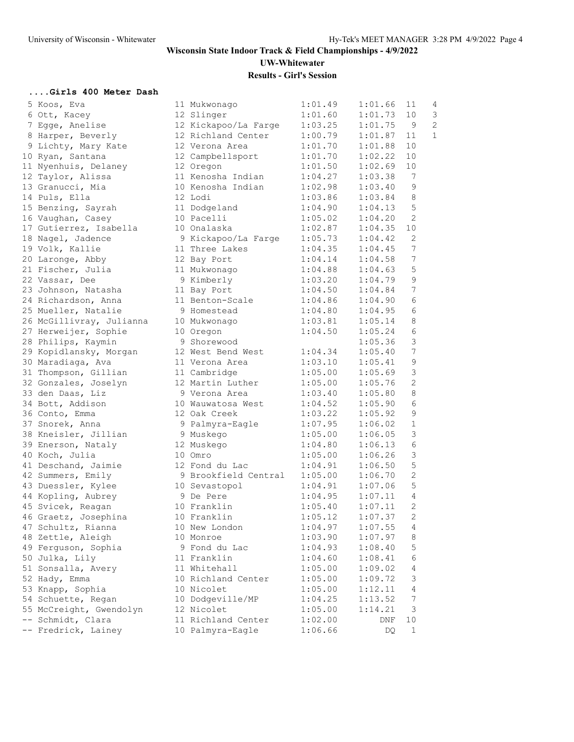**Wisconsin State Indoor Track & Field Championships - 4/9/2022**

**UW-Whitewater**

**Results - Girl's Session**

### ....Girls 400 Meter Dash

| | | | | | | | |
|---|---|---|---|---|---|---|---|
| 5 | Koos, Eva | 11 | Mukwonago | 1:01.49 | 1:01.66 | 11 | 4 |
| 6 | Ott, Kacey | 12 | Slinger | 1:01.60 | 1:01.73 | 10 | 3 |
| 7 | Egge, Anelise | 12 | Kickapoo/La Farge | 1:03.25 | 1:01.75 | 9 | 2 |
| 8 | Harper, Beverly | 12 | Richland Center | 1:00.79 | 1:01.87 | 11 | 1 |
| 9 | Lichty, Mary Kate | 12 | Verona Area | 1:01.70 | 1:01.88 | 10 | |
| 10 | Ryan, Santana | 12 | Campbellsport | 1:01.70 | 1:02.22 | 10 | |
| 11 | Nyenhuis, Delaney | 12 | Oregon | 1:01.50 | 1:02.69 | 10 | |
| 12 | Taylor, Alissa | 11 | Kenosha Indian | 1:04.27 | 1:03.38 | 7 | |
| 13 | Granucci, Mia | 10 | Kenosha Indian | 1:02.98 | 1:03.40 | 9 | |
| 14 | Puls, Ella | 12 | Lodi | 1:03.86 | 1:03.84 | 8 | |
| 15 | Benzing, Sayrah | 11 | Dodgeland | 1:04.90 | 1:04.13 | 5 | |
| 16 | Vaughan, Casey | 10 | Pacelli | 1:05.02 | 1:04.20 | 2 | |
| 17 | Gutierrez, Isabella | 10 | Onalaska | 1:02.87 | 1:04.35 | 10 | |
| 18 | Nagel, Jadence | 9 | Kickapoo/La Farge | 1:05.73 | 1:04.42 | 2 | |
| 19 | Volk, Kallie | 11 | Three Lakes | 1:04.35 | 1:04.45 | 7 | |
| 20 | Laronge, Abby | 12 | Bay Port | 1:04.14 | 1:04.58 | 7 | |
| 21 | Fischer, Julia | 11 | Mukwonago | 1:04.88 | 1:04.63 | 5 | |
| 22 | Vassar, Dee | 9 | Kimberly | 1:03.20 | 1:04.79 | 9 | |
| 23 | Johnson, Natasha | 11 | Bay Port | 1:04.50 | 1:04.84 | 7 | |
| 24 | Richardson, Anna | 11 | Benton-Scale | 1:04.86 | 1:04.90 | 6 | |
| 25 | Mueller, Natalie | 9 | Homestead | 1:04.80 | 1:04.95 | 6 | |
| 26 | McGillivray, Julianna | 10 | Mukwonago | 1:03.81 | 1:05.14 | 8 | |
| 27 | Herweijer, Sophie | 10 | Oregon | 1:04.50 | 1:05.24 | 6 | |
| 28 | Philips, Kaymin | 9 | Shorewood | | 1:05.36 | 3 | |
| 29 | Kopidlansky, Morgan | 12 | West Bend West | 1:04.34 | 1:05.40 | 7 | |
| 30 | Maradiaga, Ava | 11 | Verona Area | 1:03.10 | 1:05.41 | 9 | |
| 31 | Thompson, Gillian | 11 | Cambridge | 1:05.00 | 1:05.69 | 3 | |
| 32 | Gonzales, Joselyn | 12 | Martin Luther | 1:05.00 | 1:05.76 | 2 | |
| 33 | den Daas, Liz | 9 | Verona Area | 1:03.40 | 1:05.80 | 8 | |
| 34 | Bott, Addison | 10 | Wauwatosa West | 1:04.52 | 1:05.90 | 6 | |
| 36 | Conto, Emma | 12 | Oak Creek | 1:03.22 | 1:05.92 | 9 | |
| 37 | Snorek, Anna | 9 | Palmyra-Eagle | 1:07.95 | 1:06.02 | 1 | |
| 38 | Kneisler, Jillian | 9 | Muskego | 1:05.00 | 1:06.05 | 3 | |
| 39 | Enerson, Nataly | 12 | Muskego | 1:04.80 | 1:06.13 | 6 | |
| 40 | Koch, Julia | 10 | Omro | 1:05.00 | 1:06.26 | 3 | |
| 41 | Deschand, Jaimie | 12 | Fond du Lac | 1:04.91 | 1:06.50 | 5 | |
| 42 | Summers, Emily | 9 | Brookfield Central | 1:05.00 | 1:06.70 | 2 | |
| 43 | Duessler, Kylee | 10 | Sevastopol | 1:04.91 | 1:07.06 | 5 | |
| 44 | Kopling, Aubrey | 9 | De Pere | 1:04.95 | 1:07.11 | 4 | |
| 45 | Svicek, Reagan | 10 | Franklin | 1:05.40 | 1:07.11 | 2 | |
| 46 | Graetz, Josephina | 10 | Franklin | 1:05.12 | 1:07.37 | 2 | |
| 47 | Schultz, Rianna | 10 | New London | 1:04.97 | 1:07.55 | 4 | |
| 48 | Zettle, Aleigh | 10 | Monroe | 1:03.90 | 1:07.97 | 8 | |
| 49 | Ferguson, Sophia | 9 | Fond du Lac | 1:04.93 | 1:08.40 | 5 | |
| 50 | Julka, Lily | 11 | Franklin | 1:04.60 | 1:08.41 | 6 | |
| 51 | Sonsalla, Avery | 11 | Whitehall | 1:05.00 | 1:09.02 | 4 | |
| 52 | Hady, Emma | 10 | Richland Center | 1:05.00 | 1:09.72 | 3 | |
| 53 | Knapp, Sophia | 10 | Nicolet | 1:05.00 | 1:12.11 | 4 | |
| 54 | Schuette, Regan | 10 | Dodgeville/MP | 1:04.25 | 1:13.52 | 7 | |
| 55 | McCreight, Gwendolyn | 12 | Nicolet | 1:05.00 | 1:14.21 | 3 | |
| -- | Schmidt, Clara | 11 | Richland Center | 1:02.00 | DNF | 10 | |
| -- | Fredrick, Lainey | 10 | Palmyra-Eagle | 1:06.66 | DQ | 1 | |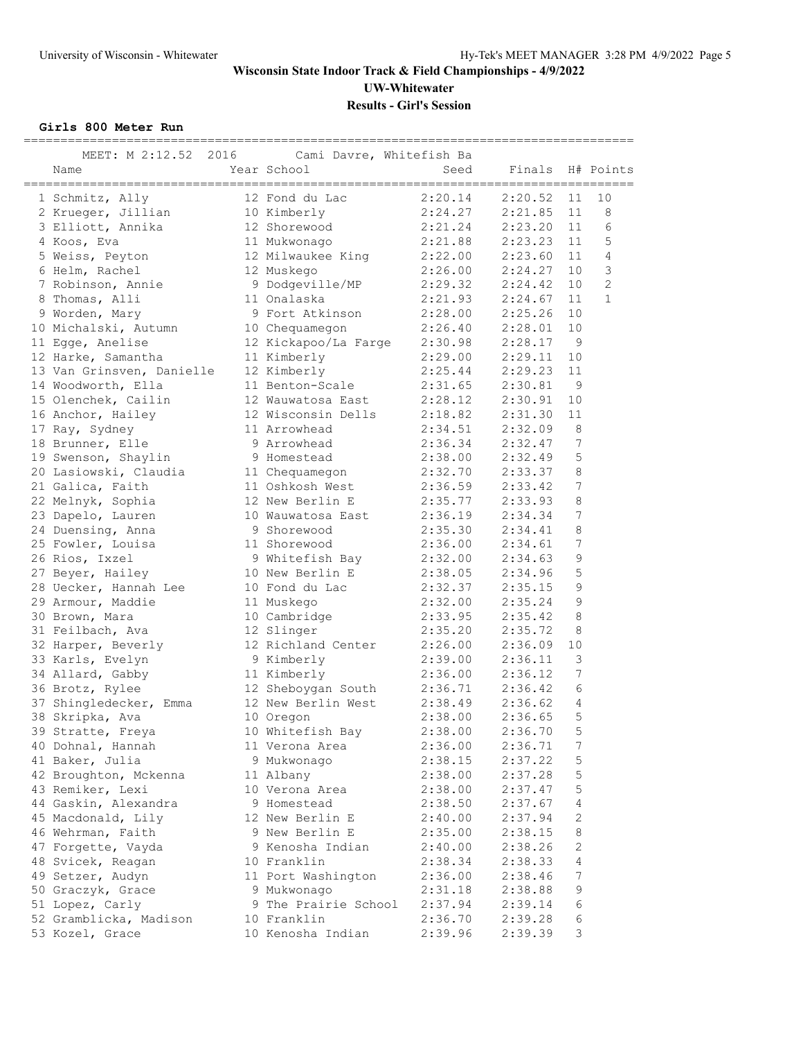# Wisconsin State Indoor Track & Field Championships - 4/9/2022

## UW-Whitewater

### Results - Girl's Session

**Girls 800 Meter Run**

MEET: M 2:12.52 2016 Cami Davre, Whitefish Ba

| Place | Name | Year | School | Seed | Finals | H# | Points |
|---|---|---|---|---|---|---|---|
| 1 | Schmitz, Ally | 12 | Fond du Lac | 2:20.14 | 2:20.52 | 11 | 10 |
| 2 | Krueger, Jillian | 10 | Kimberly | 2:24.27 | 2:21.85 | 11 | 8 |
| 3 | Elliott, Annika | 12 | Shorewood | 2:21.24 | 2:23.20 | 11 | 6 |
| 4 | Koos, Eva | 11 | Mukwonago | 2:21.88 | 2:23.23 | 11 | 5 |
| 5 | Weiss, Peyton | 12 | Milwaukee King | 2:22.00 | 2:23.60 | 11 | 4 |
| 6 | Helm, Rachel | 12 | Muskego | 2:26.00 | 2:24.27 | 10 | 3 |
| 7 | Robinson, Annie | 9 | Dodgeville/MP | 2:29.32 | 2:24.42 | 10 | 2 |
| 8 | Thomas, Alli | 11 | Onalaska | 2:21.93 | 2:24.67 | 11 | 1 |
| 9 | Worden, Mary | 9 | Fort Atkinson | 2:28.00 | 2:25.26 | 10 | |
| 10 | Michalski, Autumn | 10 | Chequamegon | 2:26.40 | 2:28.01 | 10 | |
| 11 | Egge, Anelise | 12 | Kickapoo/La Farge | 2:30.98 | 2:28.17 | 9 | |
| 12 | Harke, Samantha | 11 | Kimberly | 2:29.00 | 2:29.11 | 10 | |
| 13 | Van Grinsven, Danielle | 12 | Kimberly | 2:25.44 | 2:29.23 | 11 | |
| 14 | Woodworth, Ella | 11 | Benton-Scale | 2:31.65 | 2:30.81 | 9 | |
| 15 | Olenchek, Cailin | 12 | Wauwatosa East | 2:28.12 | 2:30.91 | 10 | |
| 16 | Anchor, Hailey | 12 | Wisconsin Dells | 2:18.82 | 2:31.30 | 11 | |
| 17 | Ray, Sydney | 11 | Arrowhead | 2:34.51 | 2:32.09 | 8 | |
| 18 | Brunner, Elle | 9 | Arrowhead | 2:36.34 | 2:32.47 | 7 | |
| 19 | Swenson, Shaylin | 9 | Homestead | 2:38.00 | 2:32.49 | 5 | |
| 20 | Lasiowski, Claudia | 11 | Chequamegon | 2:32.70 | 2:33.37 | 8 | |
| 21 | Galica, Faith | 11 | Oshkosh West | 2:36.59 | 2:33.42 | 7 | |
| 22 | Melnyk, Sophia | 12 | New Berlin E | 2:35.77 | 2:33.93 | 8 | |
| 23 | Dapelo, Lauren | 10 | Wauwatosa East | 2:36.19 | 2:34.34 | 7 | |
| 24 | Duensing, Anna | 9 | Shorewood | 2:35.30 | 2:34.41 | 8 | |
| 25 | Fowler, Louisa | 11 | Shorewood | 2:36.00 | 2:34.61 | 7 | |
| 26 | Rios, Ixzel | 9 | Whitefish Bay | 2:32.00 | 2:34.63 | 9 | |
| 27 | Beyer, Hailey | 10 | New Berlin E | 2:38.05 | 2:34.96 | 5 | |
| 28 | Uecker, Hannah Lee | 10 | Fond du Lac | 2:32.37 | 2:35.15 | 9 | |
| 29 | Armour, Maddie | 11 | Muskego | 2:32.00 | 2:35.24 | 9 | |
| 30 | Brown, Mara | 10 | Cambridge | 2:33.95 | 2:35.42 | 8 | |
| 31 | Feilbach, Ava | 12 | Slinger | 2:35.20 | 2:35.72 | 8 | |
| 32 | Harper, Beverly | 12 | Richland Center | 2:26.00 | 2:36.09 | 10 | |
| 33 | Karls, Evelyn | 9 | Kimberly | 2:39.00 | 2:36.11 | 3 | |
| 34 | Allard, Gabby | 11 | Kimberly | 2:36.00 | 2:36.12 | 7 | |
| 36 | Brotz, Rylee | 12 | Sheboygan South | 2:36.71 | 2:36.42 | 6 | |
| 37 | Shingledecker, Emma | 12 | New Berlin West | 2:38.49 | 2:36.62 | 4 | |
| 38 | Skripka, Ava | 10 | Oregon | 2:38.00 | 2:36.65 | 5 | |
| 39 | Stratte, Freya | 10 | Whitefish Bay | 2:38.00 | 2:36.70 | 5 | |
| 40 | Dohnal, Hannah | 11 | Verona Area | 2:36.00 | 2:36.71 | 7 | |
| 41 | Baker, Julia | 9 | Mukwonago | 2:38.15 | 2:37.22 | 5 | |
| 42 | Broughton, Mckenna | 11 | Albany | 2:38.00 | 2:37.28 | 5 | |
| 43 | Remiker, Lexi | 10 | Verona Area | 2:38.00 | 2:37.47 | 5 | |
| 44 | Gaskin, Alexandra | 9 | Homestead | 2:38.50 | 2:37.67 | 4 | |
| 45 | Macdonald, Lily | 12 | New Berlin E | 2:40.00 | 2:37.94 | 2 | |
| 46 | Wehrman, Faith | 9 | New Berlin E | 2:35.00 | 2:38.15 | 8 | |
| 47 | Forgette, Vayda | 9 | Kenosha Indian | 2:40.00 | 2:38.26 | 2 | |
| 48 | Svicek, Reagan | 10 | Franklin | 2:38.34 | 2:38.33 | 4 | |
| 49 | Setzer, Audyn | 11 | Port Washington | 2:36.00 | 2:38.46 | 7 | |
| 50 | Graczyk, Grace | 9 | Mukwonago | 2:31.18 | 2:38.88 | 9 | |
| 51 | Lopez, Carly | 9 | The Prairie School | 2:37.94 | 2:39.14 | 6 | |
| 52 | Gramblicka, Madison | 10 | Franklin | 2:36.70 | 2:39.28 | 6 | |
| 53 | Kozel, Grace | 10 | Kenosha Indian | 2:39.96 | 2:39.39 | 3 | |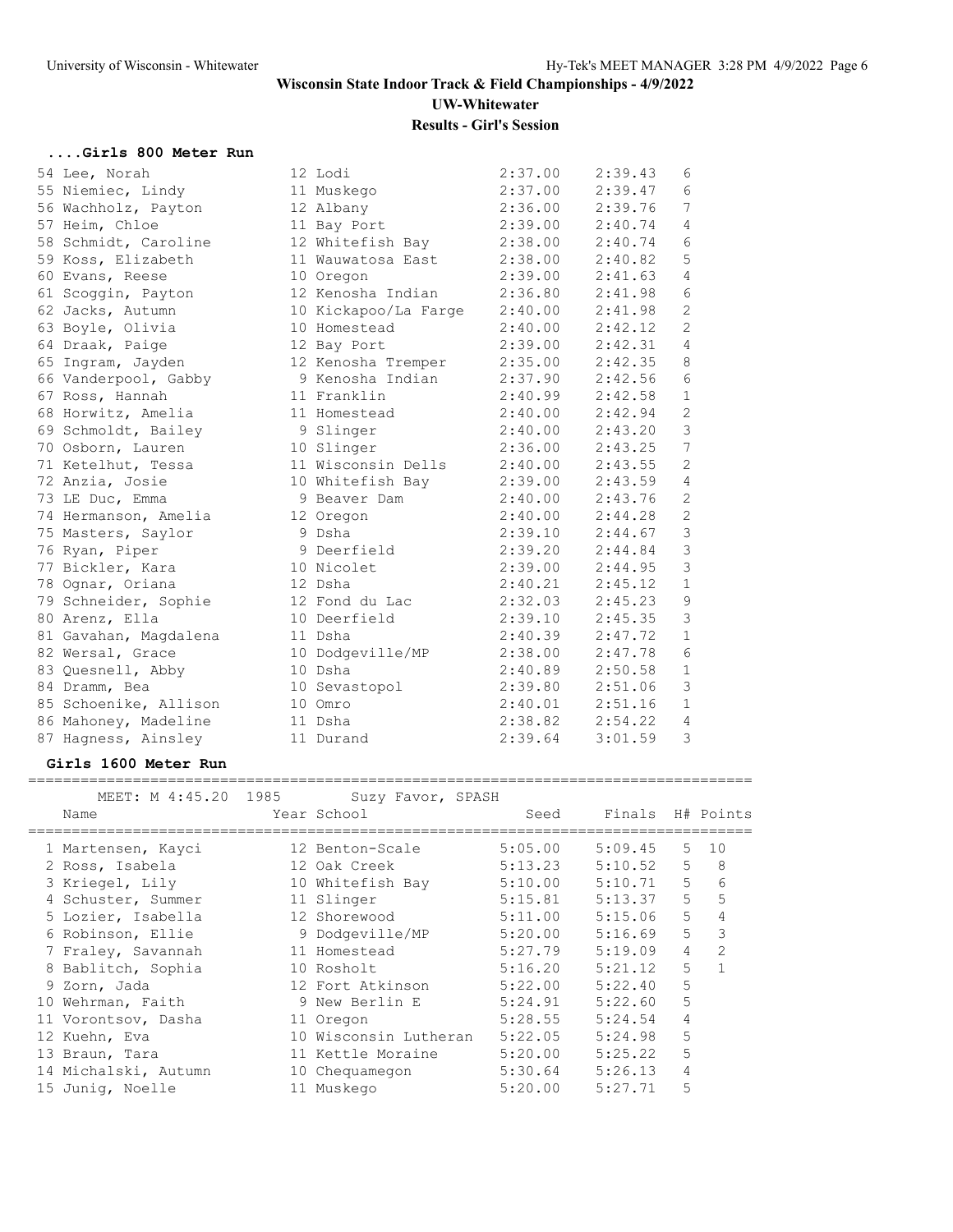# Wisconsin State Indoor Track & Field Championships - 4/9/2022

## UW-Whitewater

### Results - Girl's Session

#### ....Girls 800 Meter Run

| | | | | | |
|---|---|---|---|---|---|
| 54 | Lee, Norah | 12 Lodi | 2:37.00 | 2:39.43 | 6 |
| 55 | Niemiec, Lindy | 11 Muskego | 2:37.00 | 2:39.47 | 6 |
| 56 | Wachholz, Payton | 12 Albany | 2:36.00 | 2:39.76 | 7 |
| 57 | Heim, Chloe | 11 Bay Port | 2:39.00 | 2:40.74 | 4 |
| 58 | Schmidt, Caroline | 12 Whitefish Bay | 2:38.00 | 2:40.74 | 6 |
| 59 | Koss, Elizabeth | 11 Wauwatosa East | 2:38.00 | 2:40.82 | 5 |
| 60 | Evans, Reese | 10 Oregon | 2:39.00 | 2:41.63 | 4 |
| 61 | Scoggin, Payton | 12 Kenosha Indian | 2:36.80 | 2:41.98 | 6 |
| 62 | Jacks, Autumn | 10 Kickapoo/La Farge | 2:40.00 | 2:41.98 | 2 |
| 63 | Boyle, Olivia | 10 Homestead | 2:40.00 | 2:42.12 | 2 |
| 64 | Draak, Paige | 12 Bay Port | 2:39.00 | 2:42.31 | 4 |
| 65 | Ingram, Jayden | 12 Kenosha Tremper | 2:35.00 | 2:42.35 | 8 |
| 66 | Vanderpool, Gabby | 9 Kenosha Indian | 2:37.90 | 2:42.56 | 6 |
| 67 | Ross, Hannah | 11 Franklin | 2:40.99 | 2:42.58 | 1 |
| 68 | Horwitz, Amelia | 11 Homestead | 2:40.00 | 2:42.94 | 2 |
| 69 | Schmoldt, Bailey | 9 Slinger | 2:40.00 | 2:43.20 | 3 |
| 70 | Osborn, Lauren | 10 Slinger | 2:36.00 | 2:43.25 | 7 |
| 71 | Ketelhut, Tessa | 11 Wisconsin Dells | 2:40.00 | 2:43.55 | 2 |
| 72 | Anzia, Josie | 10 Whitefish Bay | 2:39.00 | 2:43.59 | 4 |
| 73 | LE Duc, Emma | 9 Beaver Dam | 2:40.00 | 2:43.76 | 2 |
| 74 | Hermanson, Amelia | 12 Oregon | 2:40.00 | 2:44.28 | 2 |
| 75 | Masters, Saylor | 9 Dsha | 2:39.10 | 2:44.67 | 3 |
| 76 | Ryan, Piper | 9 Deerfield | 2:39.20 | 2:44.84 | 3 |
| 77 | Bickler, Kara | 10 Nicolet | 2:39.00 | 2:44.95 | 3 |
| 78 | Ognar, Oriana | 12 Dsha | 2:40.21 | 2:45.12 | 1 |
| 79 | Schneider, Sophie | 12 Fond du Lac | 2:32.03 | 2:45.23 | 9 |
| 80 | Arenz, Ella | 10 Deerfield | 2:39.10 | 2:45.35 | 3 |
| 81 | Gavahan, Magdalena | 11 Dsha | 2:40.39 | 2:47.72 | 1 |
| 82 | Wersal, Grace | 10 Dodgeville/MP | 2:38.00 | 2:47.78 | 6 |
| 83 | Quesnell, Abby | 10 Dsha | 2:40.89 | 2:50.58 | 1 |
| 84 | Dramm, Bea | 10 Sevastopol | 2:39.80 | 2:51.06 | 3 |
| 85 | Schoenike, Allison | 10 Omro | 2:40.01 | 2:51.16 | 1 |
| 86 | Mahoney, Madeline | 11 Dsha | 2:38.82 | 2:54.22 | 4 |
| 87 | Hagness, Ainsley | 11 Durand | 2:39.64 | 3:01.59 | 3 |

#### Girls 1600 Meter Run

MEET: M 4:45.20 1985 Suzy Favor, SPASH

| | Name | Year School | Seed | Finals | H# | Points |
|---|---|---|---|---|---|---|
| 1 | Martensen, Kayci | 12 Benton-Scale | 5:05.00 | 5:09.45 | 5 | 10 |
| 2 | Ross, Isabela | 12 Oak Creek | 5:13.23 | 5:10.52 | 5 | 8 |
| 3 | Kriegel, Lily | 10 Whitefish Bay | 5:10.00 | 5:10.71 | 5 | 6 |
| 4 | Schuster, Summer | 11 Slinger | 5:15.81 | 5:13.37 | 5 | 5 |
| 5 | Lozier, Isabella | 12 Shorewood | 5:11.00 | 5:15.06 | 5 | 4 |
| 6 | Robinson, Ellie | 9 Dodgeville/MP | 5:20.00 | 5:16.69 | 5 | 3 |
| 7 | Fraley, Savannah | 11 Homestead | 5:27.79 | 5:19.09 | 4 | 2 |
| 8 | Bablitch, Sophia | 10 Rosholt | 5:16.20 | 5:21.12 | 5 | 1 |
| 9 | Zorn, Jada | 12 Fort Atkinson | 5:22.00 | 5:22.40 | 5 | |
| 10 | Wehrman, Faith | 9 New Berlin E | 5:24.91 | 5:22.60 | 5 | |
| 11 | Vorontsov, Dasha | 11 Oregon | 5:28.55 | 5:24.54 | 4 | |
| 12 | Kuehn, Eva | 10 Wisconsin Lutheran | 5:22.05 | 5:24.98 | 5 | |
| 13 | Braun, Tara | 11 Kettle Moraine | 5:20.00 | 5:25.22 | 5 | |
| 14 | Michalski, Autumn | 10 Chequamegon | 5:30.64 | 5:26.13 | 4 | |
| 15 | Junig, Noelle | 11 Muskego | 5:20.00 | 5:27.71 | 5 | |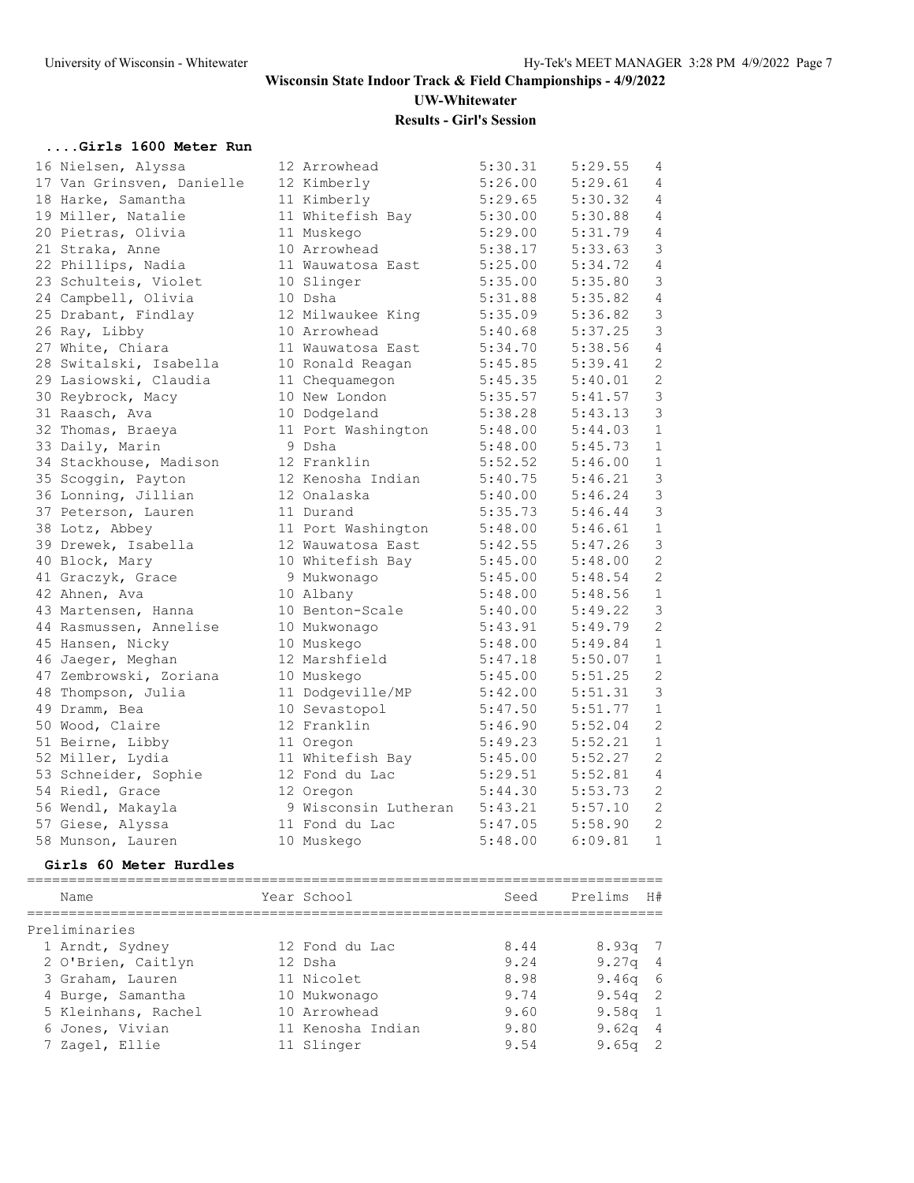# Wisconsin State Indoor Track & Field Championships - 4/9/2022

## UW-Whitewater

### Results - Girl's Session

#### ....Girls 1600 Meter Run

| Place | Name | Year | School | Seed | Finals | H# |
|---|---|---|---|---|---|---|
| 16 | Nielsen, Alyssa | 12 | Arrowhead | 5:30.31 | 5:29.55 | 4 |
| 17 | Van Grinsven, Danielle | 12 | Kimberly | 5:26.00 | 5:29.61 | 4 |
| 18 | Harke, Samantha | 11 | Kimberly | 5:29.65 | 5:30.32 | 4 |
| 19 | Miller, Natalie | 11 | Whitefish Bay | 5:30.00 | 5:30.88 | 4 |
| 20 | Pietras, Olivia | 11 | Muskego | 5:29.00 | 5:31.79 | 4 |
| 21 | Straka, Anne | 10 | Arrowhead | 5:38.17 | 5:33.63 | 3 |
| 22 | Phillips, Nadia | 11 | Wauwatosa East | 5:25.00 | 5:34.72 | 4 |
| 23 | Schulteis, Violet | 10 | Slinger | 5:35.00 | 5:35.80 | 3 |
| 24 | Campbell, Olivia | 10 | Dsha | 5:31.88 | 5:35.82 | 4 |
| 25 | Drabant, Findlay | 12 | Milwaukee King | 5:35.09 | 5:36.82 | 3 |
| 26 | Ray, Libby | 10 | Arrowhead | 5:40.68 | 5:37.25 | 3 |
| 27 | White, Chiara | 11 | Wauwatosa East | 5:34.70 | 5:38.56 | 4 |
| 28 | Switalski, Isabella | 10 | Ronald Reagan | 5:45.85 | 5:39.41 | 2 |
| 29 | Lasiowski, Claudia | 11 | Chequamegon | 5:45.35 | 5:40.01 | 2 |
| 30 | Reybrock, Macy | 10 | New London | 5:35.57 | 5:41.57 | 3 |
| 31 | Raasch, Ava | 10 | Dodgeland | 5:38.28 | 5:43.13 | 3 |
| 32 | Thomas, Braeya | 11 | Port Washington | 5:48.00 | 5:44.03 | 1 |
| 33 | Daily, Marin | 9 | Dsha | 5:48.00 | 5:45.73 | 1 |
| 34 | Stackhouse, Madison | 12 | Franklin | 5:52.52 | 5:46.00 | 1 |
| 35 | Scoggin, Payton | 12 | Kenosha Indian | 5:40.75 | 5:46.21 | 3 |
| 36 | Lonning, Jillian | 12 | Onalaska | 5:40.00 | 5:46.24 | 3 |
| 37 | Peterson, Lauren | 11 | Durand | 5:35.73 | 5:46.44 | 3 |
| 38 | Lotz, Abbey | 11 | Port Washington | 5:48.00 | 5:46.61 | 1 |
| 39 | Drewek, Isabella | 12 | Wauwatosa East | 5:42.55 | 5:47.26 | 3 |
| 40 | Block, Mary | 10 | Whitefish Bay | 5:45.00 | 5:48.00 | 2 |
| 41 | Graczyk, Grace | 9 | Mukwonago | 5:45.00 | 5:48.54 | 2 |
| 42 | Ahnen, Ava | 10 | Albany | 5:48.00 | 5:48.56 | 1 |
| 43 | Martensen, Hanna | 10 | Benton-Scale | 5:40.00 | 5:49.22 | 3 |
| 44 | Rasmussen, Annelise | 10 | Mukwonago | 5:43.91 | 5:49.79 | 2 |
| 45 | Hansen, Nicky | 10 | Muskego | 5:48.00 | 5:49.84 | 1 |
| 46 | Jaeger, Meghan | 12 | Marshfield | 5:47.18 | 5:50.07 | 1 |
| 47 | Zembrowski, Zoriana | 10 | Muskego | 5:45.00 | 5:51.25 | 2 |
| 48 | Thompson, Julia | 11 | Dodgeville/MP | 5:42.00 | 5:51.31 | 3 |
| 49 | Dramm, Bea | 10 | Sevastopol | 5:47.50 | 5:51.77 | 1 |
| 50 | Wood, Claire | 12 | Franklin | 5:46.90 | 5:52.04 | 2 |
| 51 | Beirne, Libby | 11 | Oregon | 5:49.23 | 5:52.21 | 1 |
| 52 | Miller, Lydia | 11 | Whitefish Bay | 5:45.00 | 5:52.27 | 2 |
| 53 | Schneider, Sophie | 12 | Fond du Lac | 5:29.51 | 5:52.81 | 4 |
| 54 | Riedl, Grace | 12 | Oregon | 5:44.30 | 5:53.73 | 2 |
| 56 | Wendl, Makayla | 9 | Wisconsin Lutheran | 5:43.21 | 5:57.10 | 2 |
| 57 | Giese, Alyssa | 11 | Fond du Lac | 5:47.05 | 5:58.90 | 2 |
| 58 | Munson, Lauren | 10 | Muskego | 5:48.00 | 6:09.81 | 1 |

#### Girls 60 Meter Hurdles

Preliminaries

| Place | Name | Year | School | Seed | Prelims | H# |
|---|---|---|---|---|---|---|
| 1 | Arndt, Sydney | 12 | Fond du Lac | 8.44 | 8.93q | 7 |
| 2 | O'Brien, Caitlyn | 12 | Dsha | 9.24 | 9.27q | 4 |
| 3 | Graham, Lauren | 11 | Nicolet | 8.98 | 9.46q | 6 |
| 4 | Burge, Samantha | 10 | Mukwonago | 9.74 | 9.54q | 2 |
| 5 | Kleinhans, Rachel | 10 | Arrowhead | 9.60 | 9.58q | 1 |
| 6 | Jones, Vivian | 11 | Kenosha Indian | 9.80 | 9.62q | 4 |
| 7 | Zagel, Ellie | 11 | Slinger | 9.54 | 9.65q | 2 |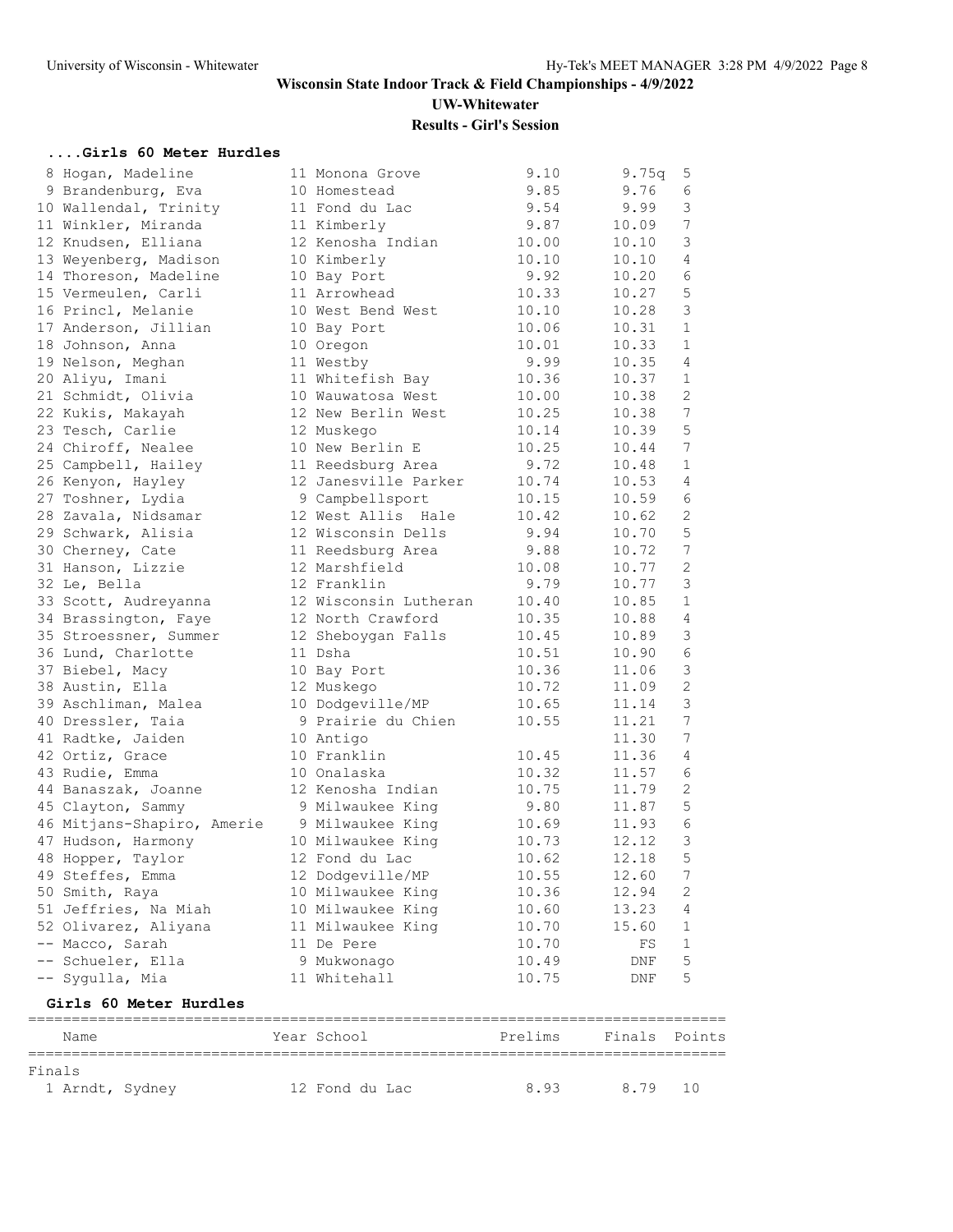## Wisconsin State Indoor Track & Field Championships - 4/9/2022

### UW-Whitewater

### Results - Girl's Session

#### ....Girls 60 Meter Hurdles

| | Name | Year | School | Seed | Prelims | Heat |
|---|---|---|---|---|---|---|
| 8 | Hogan, Madeline | 11 | Monona Grove | 9.10 | 9.75q | 5 |
| 9 | Brandenburg, Eva | 10 | Homestead | 9.85 | 9.76 | 6 |
| 10 | Wallendal, Trinity | 11 | Fond du Lac | 9.54 | 9.99 | 3 |
| 11 | Winkler, Miranda | 11 | Kimberly | 9.87 | 10.09 | 7 |
| 12 | Knudsen, Elliana | 12 | Kenosha Indian | 10.00 | 10.10 | 3 |
| 13 | Weyenberg, Madison | 10 | Kimberly | 10.10 | 10.10 | 4 |
| 14 | Thoreson, Madeline | 10 | Bay Port | 9.92 | 10.20 | 6 |
| 15 | Vermeulen, Carli | 11 | Arrowhead | 10.33 | 10.27 | 5 |
| 16 | Princl, Melanie | 10 | West Bend West | 10.10 | 10.28 | 3 |
| 17 | Anderson, Jillian | 10 | Bay Port | 10.06 | 10.31 | 1 |
| 18 | Johnson, Anna | 10 | Oregon | 10.01 | 10.33 | 1 |
| 19 | Nelson, Meghan | 11 | Westby | 9.99 | 10.35 | 4 |
| 20 | Aliyu, Imani | 11 | Whitefish Bay | 10.36 | 10.37 | 1 |
| 21 | Schmidt, Olivia | 10 | Wauwatosa West | 10.00 | 10.38 | 2 |
| 22 | Kukis, Makayah | 12 | New Berlin West | 10.25 | 10.38 | 7 |
| 23 | Tesch, Carlie | 12 | Muskego | 10.14 | 10.39 | 5 |
| 24 | Chiroff, Nealee | 10 | New Berlin E | 10.25 | 10.44 | 7 |
| 25 | Campbell, Hailey | 11 | Reedsburg Area | 9.72 | 10.48 | 1 |
| 26 | Kenyon, Hayley | 12 | Janesville Parker | 10.74 | 10.53 | 4 |
| 27 | Toshner, Lydia | 9 | Campbellsport | 10.15 | 10.59 | 6 |
| 28 | Zavala, Nidsamar | 12 | West Allis Hale | 10.42 | 10.62 | 2 |
| 29 | Schwark, Alisia | 12 | Wisconsin Dells | 9.94 | 10.70 | 5 |
| 30 | Cherney, Cate | 11 | Reedsburg Area | 9.88 | 10.72 | 7 |
| 31 | Hanson, Lizzie | 12 | Marshfield | 10.08 | 10.77 | 2 |
| 32 | Le, Bella | 12 | Franklin | 9.79 | 10.77 | 3 |
| 33 | Scott, Audreyanna | 12 | Wisconsin Lutheran | 10.40 | 10.85 | 1 |
| 34 | Brassington, Faye | 12 | North Crawford | 10.35 | 10.88 | 4 |
| 35 | Stroessner, Summer | 12 | Sheboygan Falls | 10.45 | 10.89 | 3 |
| 36 | Lund, Charlotte | 11 | Dsha | 10.51 | 10.90 | 6 |
| 37 | Biebel, Macy | 10 | Bay Port | 10.36 | 11.06 | 3 |
| 38 | Austin, Ella | 12 | Muskego | 10.72 | 11.09 | 2 |
| 39 | Aschliman, Malea | 10 | Dodgeville/MP | 10.65 | 11.14 | 3 |
| 40 | Dressler, Taia | 9 | Prairie du Chien | 10.55 | 11.21 | 7 |
| 41 | Radtke, Jaiden | 10 | Antigo | | 11.30 | 7 |
| 42 | Ortiz, Grace | 10 | Franklin | 10.45 | 11.36 | 4 |
| 43 | Rudie, Emma | 10 | Onalaska | 10.32 | 11.57 | 6 |
| 44 | Banaszak, Joanne | 12 | Kenosha Indian | 10.75 | 11.79 | 2 |
| 45 | Clayton, Sammy | 9 | Milwaukee King | 9.80 | 11.87 | 5 |
| 46 | Mitjans-Shapiro, Amerie | 9 | Milwaukee King | 10.69 | 11.93 | 6 |
| 47 | Hudson, Harmony | 10 | Milwaukee King | 10.73 | 12.12 | 3 |
| 48 | Hopper, Taylor | 12 | Fond du Lac | 10.62 | 12.18 | 5 |
| 49 | Steffes, Emma | 12 | Dodgeville/MP | 10.55 | 12.60 | 7 |
| 50 | Smith, Raya | 10 | Milwaukee King | 10.36 | 12.94 | 2 |
| 51 | Jeffries, Na Miah | 10 | Milwaukee King | 10.60 | 13.23 | 4 |
| 52 | Olivarez, Aliyana | 11 | Milwaukee King | 10.70 | 15.60 | 1 |
| -- | Macco, Sarah | 11 | De Pere | 10.70 | FS | 1 |
| -- | Schueler, Ella | 9 | Mukwonago | 10.49 | DNF | 5 |
| -- | Sygulla, Mia | 11 | Whitehall | 10.75 | DNF | 5 |

#### Girls 60 Meter Hurdles

| | Name | Year | School | Prelims | Finals | Points |
|---|---|---|---|---|---|---|
| **Finals** | | | | | | |
| 1 | Arndt, Sydney | 12 | Fond du Lac | 8.93 | 8.79 | 10 |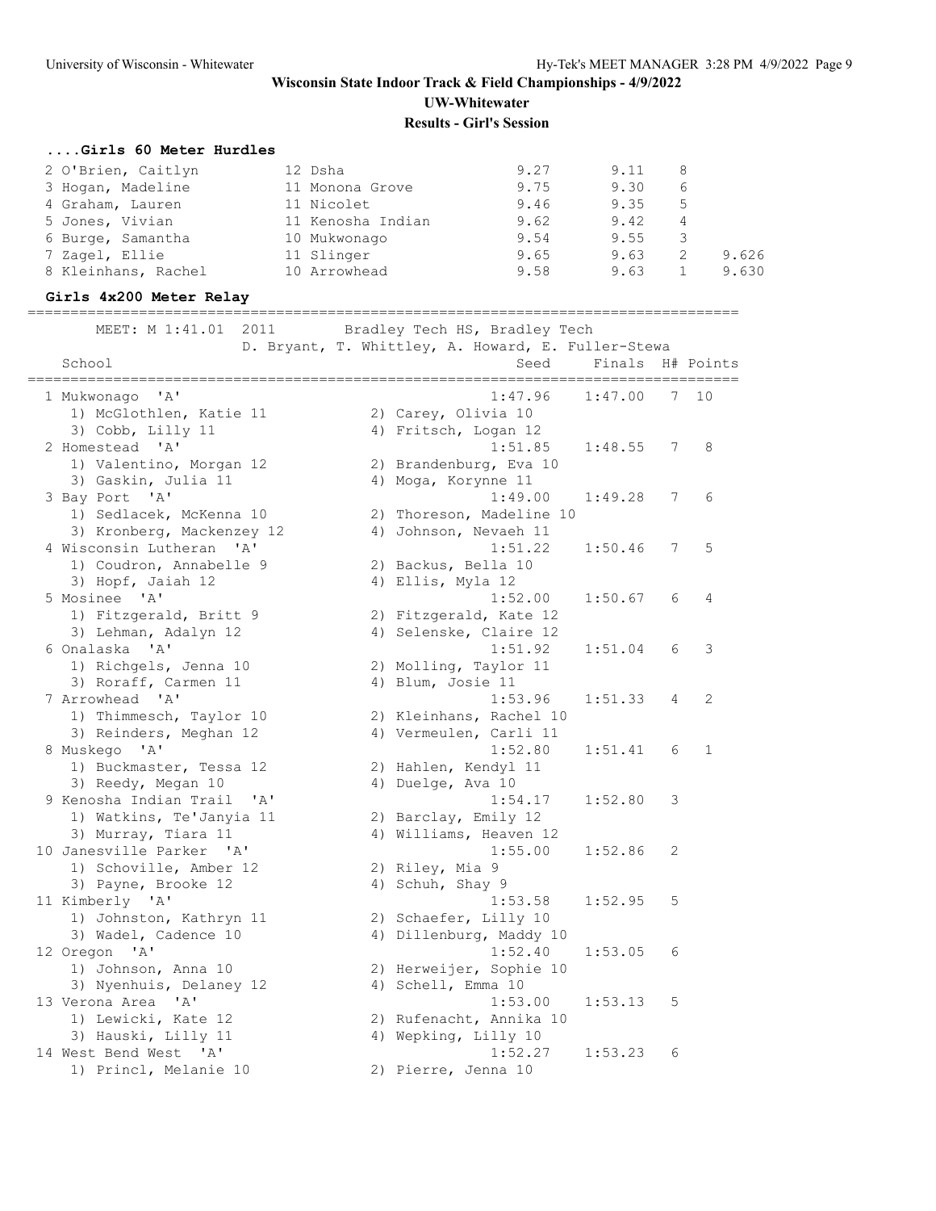# Wisconsin State Indoor Track & Field Championships - 4/9/2022

## UW-Whitewater

### Results - Girl's Session

#### ....Girls 60 Meter Hurdles

| Place | Name | Year | School | Seed | Finals | Points | |
|---|---|---|---|---|---|---|---|
| 2 | O'Brien, Caitlyn | 12 | Dsha | 9.27 | 9.11 | 8 | |
| 3 | Hogan, Madeline | 11 | Monona Grove | 9.75 | 9.30 | 6 | |
| 4 | Graham, Lauren | 11 | Nicolet | 9.46 | 9.35 | 5 | |
| 5 | Jones, Vivian | 11 | Kenosha Indian | 9.62 | 9.42 | 4 | |
| 6 | Burge, Samantha | 10 | Mukwonago | 9.54 | 9.55 | 3 | |
| 7 | Zagel, Ellie | 11 | Slinger | 9.65 | 9.63 | 2 | 9.626 |
| 8 | Kleinhans, Rachel | 10 | Arrowhead | 9.58 | 9.63 | 1 | 9.630 |

#### Girls 4x200 Meter Relay

MEET: M 1:41.01 2011 Bradley Tech HS, Bradley Tech
D. Bryant, T. Whittley, A. Howard, E. Fuller-Stewa

| Place | School | Seed | Finals | H# | Points |
|---|---|---|---|---|---|
| 1 | Mukwonago 'A' | 1:47.96 | 1:47.00 | 7 | 10 |
| | 1) McGlothlen, Katie 11; 2) Carey, Olivia 10; 3) Cobb, Lilly 11; 4) Fritsch, Logan 12 | | | | |
| 2 | Homestead 'A' | 1:51.85 | 1:48.55 | 7 | 8 |
| | 1) Valentino, Morgan 12; 2) Brandenburg, Eva 10; 3) Gaskin, Julia 11; 4) Moga, Korynne 11 | | | | |
| 3 | Bay Port 'A' | 1:49.00 | 1:49.28 | 7 | 6 |
| | 1) Sedlacek, McKenna 10; 2) Thoreson, Madeline 10; 3) Kronberg, Mackenzey 12; 4) Johnson, Nevaeh 11 | | | | |
| 4 | Wisconsin Lutheran 'A' | 1:51.22 | 1:50.46 | 7 | 5 |
| | 1) Coudron, Annabelle 9; 2) Backus, Bella 10; 3) Hopf, Jaiah 12; 4) Ellis, Myla 12 | | | | |
| 5 | Mosinee 'A' | 1:52.00 | 1:50.67 | 6 | 4 |
| | 1) Fitzgerald, Britt 9; 2) Fitzgerald, Kate 12; 3) Lehman, Adalyn 12; 4) Selenske, Claire 12 | | | | |
| 6 | Onalaska 'A' | 1:51.92 | 1:51.04 | 6 | 3 |
| | 1) Richgels, Jenna 10; 2) Molling, Taylor 11; 3) Roraff, Carmen 11; 4) Blum, Josie 11 | | | | |
| 7 | Arrowhead 'A' | 1:53.96 | 1:51.33 | 4 | 2 |
| | 1) Thimmesch, Taylor 10; 2) Kleinhans, Rachel 10; 3) Reinders, Meghan 12; 4) Vermeulen, Carli 11 | | | | |
| 8 | Muskego 'A' | 1:52.80 | 1:51.41 | 6 | 1 |
| | 1) Buckmaster, Tessa 12; 2) Hahlen, Kendyl 11; 3) Reedy, Megan 10; 4) Duelge, Ava 10 | | | | |
| 9 | Kenosha Indian Trail 'A' | 1:54.17 | 1:52.80 | 3 | |
| | 1) Watkins, Te'Janyia 11; 2) Barclay, Emily 12; 3) Murray, Tiara 11; 4) Williams, Heaven 12 | | | | |
| 10 | Janesville Parker 'A' | 1:55.00 | 1:52.86 | 2 | |
| | 1) Schoville, Amber 12; 2) Riley, Mia 9; 3) Payne, Brooke 12; 4) Schuh, Shay 9 | | | | |
| 11 | Kimberly 'A' | 1:53.58 | 1:52.95 | 5 | |
| | 1) Johnston, Kathryn 11; 2) Schaefer, Lilly 10; 3) Wadel, Cadence 10; 4) Dillenburg, Maddy 10 | | | | |
| 12 | Oregon 'A' | 1:52.40 | 1:53.05 | 6 | |
| | 1) Johnson, Anna 10; 2) Herweijer, Sophie 10; 3) Nyenhuis, Delaney 12; 4) Schell, Emma 10 | | | | |
| 13 | Verona Area 'A' | 1:53.00 | 1:53.13 | 5 | |
| | 1) Lewicki, Kate 12; 2) Rufenacht, Annika 10; 3) Hauski, Lilly 11; 4) Wepking, Lilly 10 | | | | |
| 14 | West Bend West 'A' | 1:52.27 | 1:53.23 | 6 | |
| | 1) Princl, Melanie 10; 2) Pierre, Jenna 10 | | | | |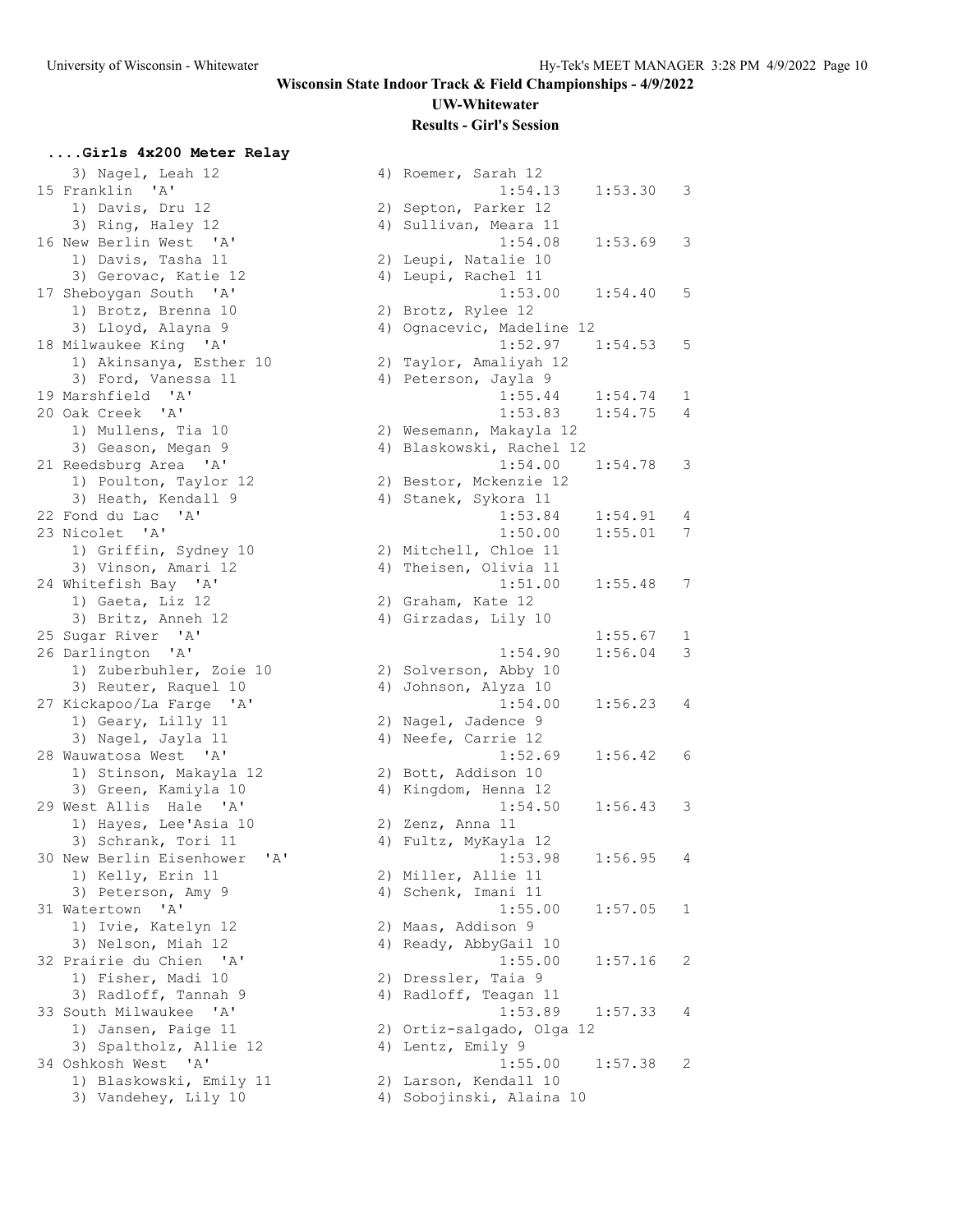# Wisconsin State Indoor Track & Field Championships - 4/9/2022

## UW-Whitewater

### Results - Girl's Session

#### ....Girls 4x200 Meter Relay

```
    3) Nagel, Leah 12                    4) Roemer, Sarah 12
15 Franklin  'A'                                   1:54.13    1:53.30   3
    1) Davis, Dru 12                     2) Septon, Parker 12
    3) Ring, Haley 12                    4) Sullivan, Meara 11
16 New Berlin West  'A'                            1:54.08    1:53.69   3
    1) Davis, Tasha 11                   2) Leupi, Natalie 10
    3) Gerovac, Katie 12                 4) Leupi, Rachel 11
17 Sheboygan South  'A'                            1:53.00    1:54.40   5
    1) Brotz, Brenna 10                  2) Brotz, Rylee 12
    3) Lloyd, Alayna 9                   4) Ognacevic, Madeline 12
18 Milwaukee King  'A'                             1:52.97    1:54.53   5
    1) Akinsanya, Esther 10              2) Taylor, Amaliyah 12
    3) Ford, Vanessa 11                  4) Peterson, Jayla 9
19 Marshfield  'A'                                 1:55.44    1:54.74   1
20 Oak Creek  'A'                                  1:53.83    1:54.75   4
    1) Mullens, Tia 10                   2) Wesemann, Makayla 12
    3) Geason, Megan 9                   4) Blaskowski, Rachel 12
21 Reedsburg Area  'A'                             1:54.00    1:54.78   3
    1) Poulton, Taylor 12                2) Bestor, Mckenzie 12
    3) Heath, Kendall 9                  4) Stanek, Sykora 11
22 Fond du Lac  'A'                                1:53.84    1:54.91   4
23 Nicolet  'A'                                    1:50.00    1:55.01   7
    1) Griffin, Sydney 10                2) Mitchell, Chloe 11
    3) Vinson, Amari 12                  4) Theisen, Olivia 11
24 Whitefish Bay  'A'                              1:51.00    1:55.48   7
    1) Gaeta, Liz 12                     2) Graham, Kate 12
    3) Britz, Anneh 12                   4) Girzadas, Lily 10
25 Sugar River  'A'                                           1:55.67   1
26 Darlington  'A'                                 1:54.90    1:56.04   3
    1) Zuberbuhler, Zoie 10              2) Solverson, Abby 10
    3) Reuter, Raquel 10                 4) Johnson, Alyza 10
27 Kickapoo/La Farge  'A'                          1:54.00    1:56.23   4
    1) Geary, Lilly 11                   2) Nagel, Jadence 9
    3) Nagel, Jayla 11                   4) Neefe, Carrie 12
28 Wauwatosa West  'A'                             1:52.69    1:56.42   6
    1) Stinson, Makayla 12               2) Bott, Addison 10
    3) Green, Kamiyla 10                 4) Kingdom, Henna 12
29 West Allis  Hale  'A'                           1:54.50    1:56.43   3
    1) Hayes, Lee'Asia 10                2) Zenz, Anna 11
    3) Schrank, Tori 11                  4) Fultz, MyKayla 12
30 New Berlin Eisenhower  'A'                      1:53.98    1:56.95   4
    1) Kelly, Erin 11                    2) Miller, Allie 11
    3) Peterson, Amy 9                   4) Schenk, Imani 11
31 Watertown  'A'                                  1:55.00    1:57.05   1
    1) Ivie, Katelyn 12                  2) Maas, Addison 9
    3) Nelson, Miah 12                   4) Ready, AbbyGail 10
32 Prairie du Chien  'A'                           1:55.00    1:57.16   2
    1) Fisher, Madi 10                   2) Dressler, Taia 9
    3) Radloff, Tannah 9                 4) Radloff, Teagan 11
33 South Milwaukee  'A'                            1:53.89    1:57.33   4
    1) Jansen, Paige 11                  2) Ortiz-salgado, Olga 12
    3) Spaltholz, Allie 12               4) Lentz, Emily 9
34 Oshkosh West  'A'                               1:55.00    1:57.38   2
    1) Blaskowski, Emily 11              2) Larson, Kendall 10
    3) Vandehey, Lily 10                 4) Sobojinski, Alaina 10
```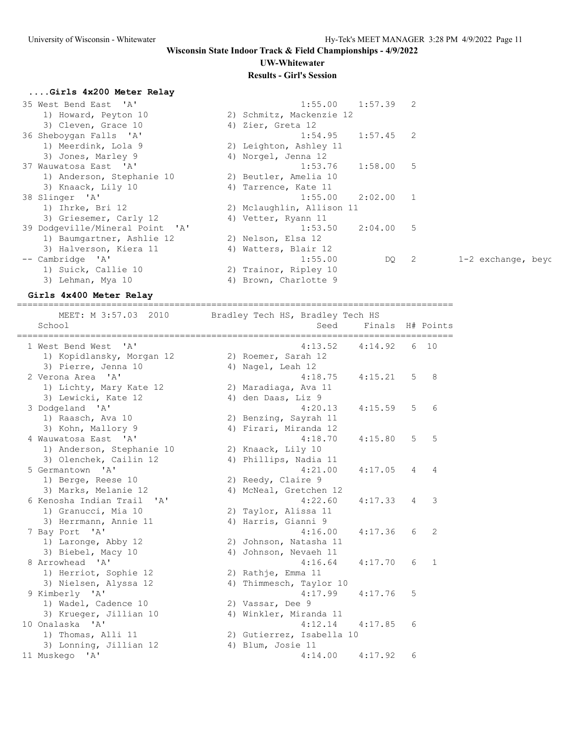## Wisconsin State Indoor Track & Field Championships - 4/9/2022

### UW-Whitewater

### Results - Girl's Session

### ....Girls 4x200 Meter Relay

| Place | School | Seed | Finals | H# | Points | Notes |
|---|---|---|---|---|---|---|
| 35 | West Bend East 'A' | 1:55.00 | 1:57.39 | 2 | | |
| | 1) Howard, Peyton 10; 2) Schmitz, Mackenzie 12; 3) Cleven, Grace 10; 4) Zier, Greta 12 | | | | | |
| 36 | Sheboygan Falls 'A' | 1:54.95 | 1:57.45 | 2 | | |
| | 1) Meerdink, Lola 9; 2) Leighton, Ashley 11; 3) Jones, Marley 9; 4) Norgel, Jenna 12 | | | | | |
| 37 | Wauwatosa East 'A' | 1:53.76 | 1:58.00 | 5 | | |
| | 1) Anderson, Stephanie 10; 2) Beutler, Amelia 10; 3) Knaack, Lily 10; 4) Tarrence, Kate 11 | | | | | |
| 38 | Slinger 'A' | 1:55.00 | 2:02.00 | 1 | | |
| | 1) Ihrke, Bri 12; 2) Mclaughlin, Allison 11; 3) Griesemer, Carly 12; 4) Vetter, Ryann 11 | | | | | |
| 39 | Dodgeville/Mineral Point 'A' | 1:53.50 | 2:04.00 | 5 | | |
| | 1) Baumgartner, Ashlie 12; 2) Nelson, Elsa 12; 3) Halverson, Kiera 11; 4) Watters, Blair 12 | | | | | |
| -- | Cambridge 'A' | 1:55.00 | DQ | 2 | | 1-2 exchange, beyc |
| | 1) Suick, Callie 10; 2) Trainor, Ripley 10; 3) Lehman, Mya 10; 4) Brown, Charlotte 9 | | | | | |

### Girls 4x400 Meter Relay

MEET: M 3:57.03 2010 Bradley Tech HS, Bradley Tech HS

| Place | School | Seed | Finals | H# | Points |
|---|---|---|---|---|---|
| 1 | West Bend West 'A' | 4:13.52 | 4:14.92 | 6 | 10 |
| | 1) Kopidlansky, Morgan 12; 2) Roemer, Sarah 12; 3) Pierre, Jenna 10; 4) Nagel, Leah 12 | | | | |
| 2 | Verona Area 'A' | 4:18.75 | 4:15.21 | 5 | 8 |
| | 1) Lichty, Mary Kate 12; 2) Maradiaga, Ava 11; 3) Lewicki, Kate 12; 4) den Daas, Liz 9 | | | | |
| 3 | Dodgeland 'A' | 4:20.13 | 4:15.59 | 5 | 6 |
| | 1) Raasch, Ava 10; 2) Benzing, Sayrah 11; 3) Kohn, Mallory 9; 4) Firari, Miranda 12 | | | | |
| 4 | Wauwatosa East 'A' | 4:18.70 | 4:15.80 | 5 | 5 |
| | 1) Anderson, Stephanie 10; 2) Knaack, Lily 10; 3) Olenchek, Cailin 12; 4) Phillips, Nadia 11 | | | | |
| 5 | Germantown 'A' | 4:21.00 | 4:17.05 | 4 | 4 |
| | 1) Berge, Reese 10; 2) Reedy, Claire 9; 3) Marks, Melanie 12; 4) McNeal, Gretchen 12 | | | | |
| 6 | Kenosha Indian Trail 'A' | 4:22.60 | 4:17.33 | 4 | 3 |
| | 1) Granucci, Mia 10; 2) Taylor, Alissa 11; 3) Herrmann, Annie 11; 4) Harris, Gianni 9 | | | | |
| 7 | Bay Port 'A' | 4:16.00 | 4:17.36 | 6 | 2 |
| | 1) Laronge, Abby 12; 2) Johnson, Natasha 11; 3) Biebel, Macy 10; 4) Johnson, Nevaeh 11 | | | | |
| 8 | Arrowhead 'A' | 4:16.64 | 4:17.70 | 6 | 1 |
| | 1) Herriot, Sophie 12; 2) Rathje, Emma 11; 3) Nielsen, Alyssa 12; 4) Thimmesch, Taylor 10 | | | | |
| 9 | Kimberly 'A' | 4:17.99 | 4:17.76 | 5 | |
| | 1) Wadel, Cadence 10; 2) Vassar, Dee 9; 3) Krueger, Jillian 10; 4) Winkler, Miranda 11 | | | | |
| 10 | Onalaska 'A' | 4:12.14 | 4:17.85 | 6 | |
| | 1) Thomas, Alli 11; 2) Gutierrez, Isabella 10; 3) Lonning, Jillian 12; 4) Blum, Josie 11 | | | | |
| 11 | Muskego 'A' | 4:14.00 | 4:17.92 | 6 | |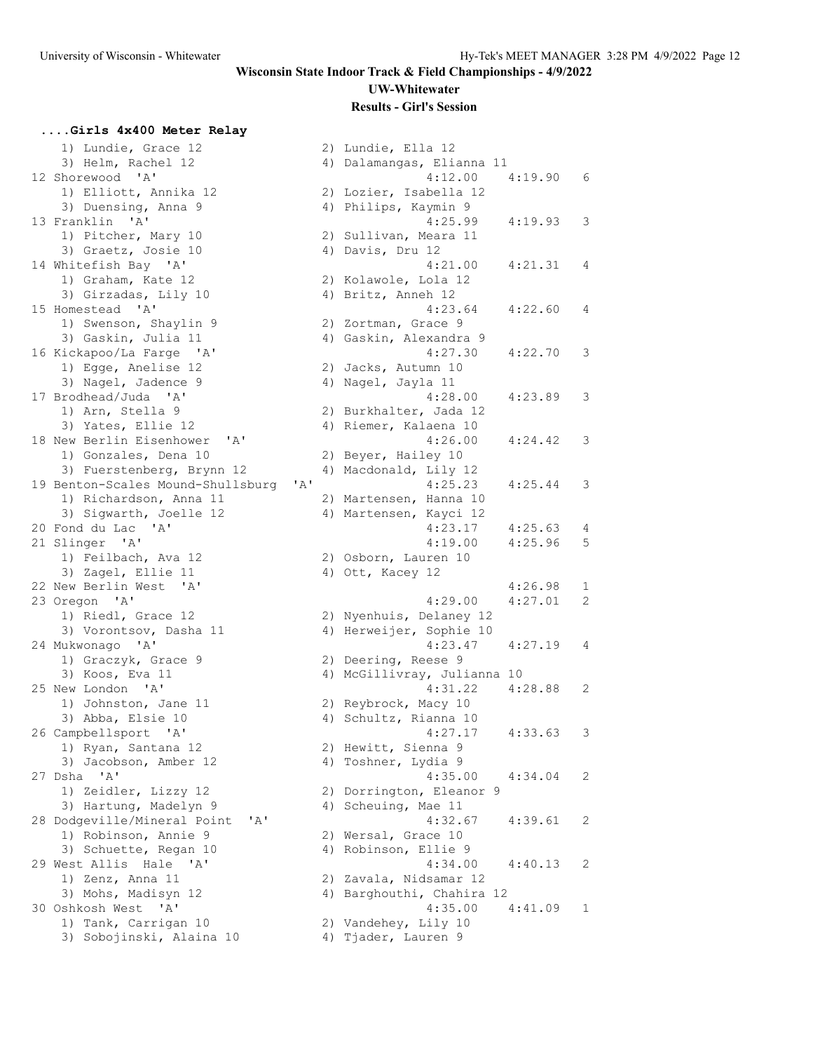# Wisconsin State Indoor Track & Field Championships - 4/9/2022

## UW-Whitewater

### Results - Girl's Session

**....Girls 4x400 Meter Relay**

```
    1) Lundie, Grace 12              2) Lundie, Ella 12
    3) Helm, Rachel 12               4) Dalamangas, Elianna 11
12 Shorewood  'A'                              4:12.00    4:19.90   6
    1) Elliott, Annika 12            2) Lozier, Isabella 12
    3) Duensing, Anna 9              4) Philips, Kaymin 9
13 Franklin  'A'                               4:25.99    4:19.93   3
    1) Pitcher, Mary 10              2) Sullivan, Meara 11
    3) Graetz, Josie 10              4) Davis, Dru 12
14 Whitefish Bay  'A'                          4:21.00    4:21.31   4
    1) Graham, Kate 12               2) Kolawole, Lola 12
    3) Girzadas, Lily 10             4) Britz, Anneh 12
15 Homestead  'A'                              4:23.64    4:22.60   4
    1) Swenson, Shaylin 9            2) Zortman, Grace 9
    3) Gaskin, Julia 11              4) Gaskin, Alexandra 9
16 Kickapoo/La Farge  'A'                      4:27.30    4:22.70   3
    1) Egge, Anelise 12              2) Jacks, Autumn 10
    3) Nagel, Jadence 9              4) Nagel, Jayla 11
17 Brodhead/Juda  'A'                          4:28.00    4:23.89   3
    1) Arn, Stella 9                 2) Burkhalter, Jada 12
    3) Yates, Ellie 12               4) Riemer, Kalaena 10
18 New Berlin Eisenhower  'A'                  4:26.00    4:24.42   3
    1) Gonzales, Dena 10             2) Beyer, Hailey 10
    3) Fuerstenberg, Brynn 12        4) Macdonald, Lily 12
19 Benton-Scales Mound-Shullsburg  'A'         4:25.23    4:25.44   3
    1) Richardson, Anna 11           2) Martensen, Hanna 10
    3) Sigwarth, Joelle 12           4) Martensen, Kayci 12
20 Fond du Lac  'A'                            4:23.17    4:25.63   4
21 Slinger  'A'                                4:19.00    4:25.96   5
    1) Feilbach, Ava 12              2) Osborn, Lauren 10
    3) Zagel, Ellie 11               4) Ott, Kacey 12
22 New Berlin West  'A'                                   4:26.98   1
23 Oregon  'A'                                 4:29.00    4:27.01   2
    1) Riedl, Grace 12               2) Nyenhuis, Delaney 12
    3) Vorontsov, Dasha 11           4) Herweijer, Sophie 10
24 Mukwonago  'A'                              4:23.47    4:27.19   4
    1) Graczyk, Grace 9              2) Deering, Reese 9
    3) Koos, Eva 11                  4) McGillivray, Julianna 10
25 New London  'A'                             4:31.22    4:28.88   2
    1) Johnston, Jane 11             2) Reybrock, Macy 10
    3) Abba, Elsie 10                4) Schultz, Rianna 10
26 Campbellsport  'A'                          4:27.17    4:33.63   3
    1) Ryan, Santana 12              2) Hewitt, Sienna 9
    3) Jacobson, Amber 12            4) Toshner, Lydia 9
27 Dsha  'A'                                   4:35.00    4:34.04   2
    1) Zeidler, Lizzy 12             2) Dorrington, Eleanor 9
    3) Hartung, Madelyn 9            4) Scheuing, Mae 11
28 Dodgeville/Mineral Point  'A'               4:32.67    4:39.61   2
    1) Robinson, Annie 9             2) Wersal, Grace 10
    3) Schuette, Regan 10            4) Robinson, Ellie 9
29 West Allis  Hale  'A'                       4:34.00    4:40.13   2
    1) Zenz, Anna 11                 2) Zavala, Nidsamar 12
    3) Mohs, Madisyn 12              4) Barghouthi, Chahira 12
30 Oshkosh West  'A'                           4:35.00    4:41.09   1
    1) Tank, Carrigan 10             2) Vandehey, Lily 10
    3) Sobojinski, Alaina 10         4) Tjader, Lauren 9
```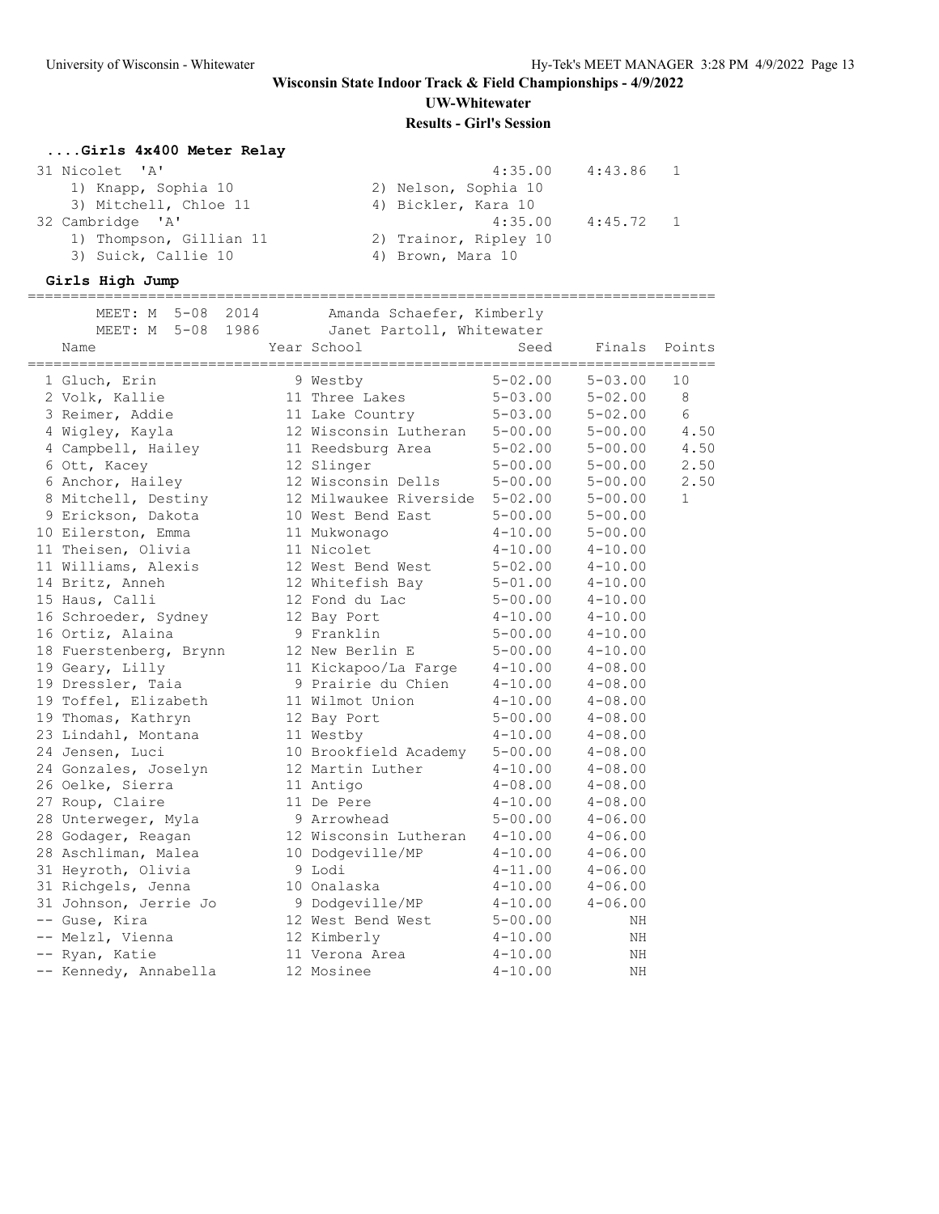# Wisconsin State Indoor Track & Field Championships - 4/9/2022

## UW-Whitewater

### Results - Girl's Session

### ....Girls 4x400 Meter Relay

| | | | | |
|---|---|---|---|---|
| 31 | Nicolet 'A' | 4:35.00 | 4:43.86 | 1 |
| | 1) Knapp, Sophia 10 | 2) Nelson, Sophia 10 | | |
| | 3) Mitchell, Chloe 11 | 4) Bickler, Kara 10 | | |
| 32 | Cambridge 'A' | 4:35.00 | 4:45.72 | 1 |
| | 1) Thompson, Gillian 11 | 2) Trainor, Ripley 10 | | |
| | 3) Suick, Callie 10 | 4) Brown, Mara 10 | | |

### Girls High Jump

MEET: M 5-08 2014 Amanda Schaefer, Kimberly

MEET: M 5-08 1986 Janet Partoll, Whitewater

| | Name | Year | School | Seed | Finals | Points |
|---|---|---|---|---|---|---|
| 1 | Gluch, Erin | 9 | Westby | 5-02.00 | 5-03.00 | 10 |
| 2 | Volk, Kallie | 11 | Three Lakes | 5-03.00 | 5-02.00 | 8 |
| 3 | Reimer, Addie | 11 | Lake Country | 5-03.00 | 5-02.00 | 6 |
| 4 | Wigley, Kayla | 12 | Wisconsin Lutheran | 5-00.00 | 5-00.00 | 4.50 |
| 4 | Campbell, Hailey | 11 | Reedsburg Area | 5-02.00 | 5-00.00 | 4.50 |
| 6 | Ott, Kacey | 12 | Slinger | 5-00.00 | 5-00.00 | 2.50 |
| 6 | Anchor, Hailey | 12 | Wisconsin Dells | 5-00.00 | 5-00.00 | 2.50 |
| 8 | Mitchell, Destiny | 12 | Milwaukee Riverside | 5-02.00 | 5-00.00 | 1 |
| 9 | Erickson, Dakota | 10 | West Bend East | 5-00.00 | 5-00.00 | |
| 10 | Eilerston, Emma | 11 | Mukwonago | 4-10.00 | 5-00.00 | |
| 11 | Theisen, Olivia | 11 | Nicolet | 4-10.00 | 4-10.00 | |
| 11 | Williams, Alexis | 12 | West Bend West | 5-02.00 | 4-10.00 | |
| 14 | Britz, Anneh | 12 | Whitefish Bay | 5-01.00 | 4-10.00 | |
| 15 | Haus, Calli | 12 | Fond du Lac | 5-00.00 | 4-10.00 | |
| 16 | Schroeder, Sydney | 12 | Bay Port | 4-10.00 | 4-10.00 | |
| 16 | Ortiz, Alaina | 9 | Franklin | 5-00.00 | 4-10.00 | |
| 18 | Fuerstenberg, Brynn | 12 | New Berlin E | 5-00.00 | 4-10.00 | |
| 19 | Geary, Lilly | 11 | Kickapoo/La Farge | 4-10.00 | 4-08.00 | |
| 19 | Dressler, Taia | 9 | Prairie du Chien | 4-10.00 | 4-08.00 | |
| 19 | Toffel, Elizabeth | 11 | Wilmot Union | 4-10.00 | 4-08.00 | |
| 19 | Thomas, Kathryn | 12 | Bay Port | 5-00.00 | 4-08.00 | |
| 23 | Lindahl, Montana | 11 | Westby | 4-10.00 | 4-08.00 | |
| 24 | Jensen, Luci | 10 | Brookfield Academy | 5-00.00 | 4-08.00 | |
| 24 | Gonzales, Joselyn | 12 | Martin Luther | 4-10.00 | 4-08.00 | |
| 26 | Oelke, Sierra | 11 | Antigo | 4-08.00 | 4-08.00 | |
| 27 | Roup, Claire | 11 | De Pere | 4-10.00 | 4-08.00 | |
| 28 | Unterweger, Myla | 9 | Arrowhead | 5-00.00 | 4-06.00 | |
| 28 | Godager, Reagan | 12 | Wisconsin Lutheran | 4-10.00 | 4-06.00 | |
| 28 | Aschliman, Malea | 10 | Dodgeville/MP | 4-10.00 | 4-06.00 | |
| 31 | Heyroth, Olivia | 9 | Lodi | 4-11.00 | 4-06.00 | |
| 31 | Richgels, Jenna | 10 | Onalaska | 4-10.00 | 4-06.00 | |
| 31 | Johnson, Jerrie Jo | 9 | Dodgeville/MP | 4-10.00 | 4-06.00 | |
| -- | Guse, Kira | 12 | West Bend West | 5-00.00 | NH | |
| -- | Melzl, Vienna | 12 | Kimberly | 4-10.00 | NH | |
| -- | Ryan, Katie | 11 | Verona Area | 4-10.00 | NH | |
| -- | Kennedy, Annabella | 12 | Mosinee | 4-10.00 | NH | |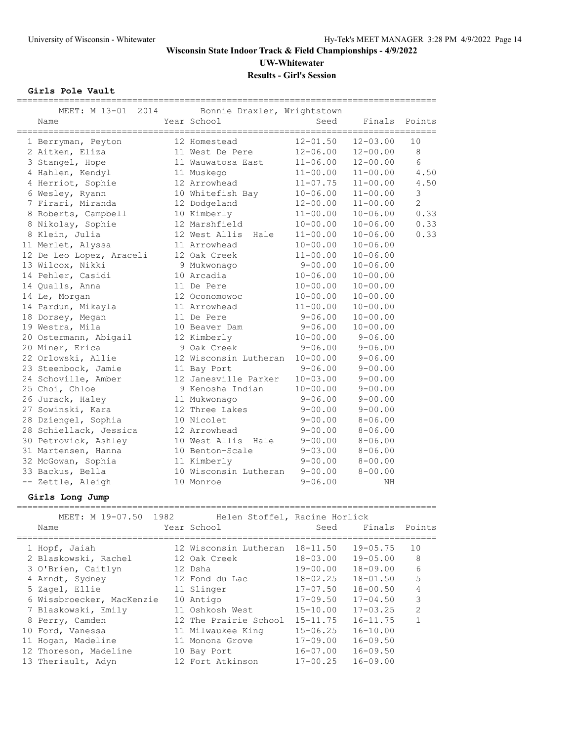# Wisconsin State Indoor Track & Field Championships - 4/9/2022

## UW-Whitewater

### Results - Girl's Session

**Girls Pole Vault**

MEET: M 13-01 2014 Bonnie Draxler, Wrightstown

| Place | Name | Year | School | Seed | Finals | Points |
|---|---|---|---|---|---|---|
| 1 | Berryman, Peyton | 12 | Homestead | 12-01.50 | 12-03.00 | 10 |
| 2 | Aitken, Eliza | 11 | West De Pere | 12-06.00 | 12-00.00 | 8 |
| 3 | Stangel, Hope | 11 | Wauwatosa East | 11-06.00 | 12-00.00 | 6 |
| 4 | Hahlen, Kendyl | 11 | Muskego | 11-00.00 | 11-00.00 | 4.50 |
| 4 | Herriot, Sophie | 12 | Arrowhead | 11-07.75 | 11-00.00 | 4.50 |
| 6 | Wesley, Ryann | 10 | Whitefish Bay | 10-06.00 | 11-00.00 | 3 |
| 7 | Firari, Miranda | 12 | Dodgeland | 12-00.00 | 11-00.00 | 2 |
| 8 | Roberts, Campbell | 10 | Kimberly | 11-00.00 | 10-06.00 | 0.33 |
| 8 | Nikolay, Sophie | 12 | Marshfield | 10-00.00 | 10-06.00 | 0.33 |
| 8 | Klein, Julia | 12 | West Allis Hale | 11-00.00 | 10-06.00 | 0.33 |
| 11 | Merlet, Alyssa | 11 | Arrowhead | 10-00.00 | 10-06.00 | |
| 12 | De Leo Lopez, Araceli | 12 | Oak Creek | 11-00.00 | 10-06.00 | |
| 13 | Wilcox, Nikki | 9 | Mukwonago | 9-00.00 | 10-06.00 | |
| 14 | Pehler, Casidi | 10 | Arcadia | 10-06.00 | 10-00.00 | |
| 14 | Qualls, Anna | 11 | De Pere | 10-00.00 | 10-00.00 | |
| 14 | Le, Morgan | 12 | Oconomowoc | 10-00.00 | 10-00.00 | |
| 14 | Pardun, Mikayla | 11 | Arrowhead | 11-00.00 | 10-00.00 | |
| 18 | Dorsey, Megan | 11 | De Pere | 9-06.00 | 10-00.00 | |
| 19 | Westra, Mila | 10 | Beaver Dam | 9-06.00 | 10-00.00 | |
| 20 | Ostermann, Abigail | 12 | Kimberly | 10-00.00 | 9-06.00 | |
| 20 | Miner, Erica | 9 | Oak Creek | 9-06.00 | 9-06.00 | |
| 22 | Orlowski, Allie | 12 | Wisconsin Lutheran | 10-00.00 | 9-06.00 | |
| 23 | Steenbock, Jamie | 11 | Bay Port | 9-06.00 | 9-00.00 | |
| 24 | Schoville, Amber | 12 | Janesville Parker | 10-03.00 | 9-00.00 | |
| 25 | Choi, Chloe | 9 | Kenosha Indian | 10-00.00 | 9-00.00 | |
| 26 | Jurack, Haley | 11 | Mukwonago | 9-06.00 | 9-00.00 | |
| 27 | Sowinski, Kara | 12 | Three Lakes | 9-00.00 | 9-00.00 | |
| 28 | Dziengel, Sophia | 10 | Nicolet | 9-00.00 | 8-06.00 | |
| 28 | Schiellack, Jessica | 12 | Arrowhead | 9-00.00 | 8-06.00 | |
| 30 | Petrovick, Ashley | 10 | West Allis Hale | 9-00.00 | 8-06.00 | |
| 31 | Martensen, Hanna | 10 | Benton-Scale | 9-03.00 | 8-06.00 | |
| 32 | McGowan, Sophia | 11 | Kimberly | 9-00.00 | 8-00.00 | |
| 33 | Backus, Bella | 10 | Wisconsin Lutheran | 9-00.00 | 8-00.00 | |
| -- | Zettle, Aleigh | 10 | Monroe | 9-06.00 | NH | |

**Girls Long Jump**

MEET: M 19-07.50 1982 Helen Stoffel, Racine Horlick

| Place | Name | Year | School | Seed | Finals | Points |
|---|---|---|---|---|---|---|
| 1 | Hopf, Jaiah | 12 | Wisconsin Lutheran | 18-11.50 | 19-05.75 | 10 |
| 2 | Blaskowski, Rachel | 12 | Oak Creek | 18-03.00 | 19-05.00 | 8 |
| 3 | O'Brien, Caitlyn | 12 | Dsha | 19-00.00 | 18-09.00 | 6 |
| 4 | Arndt, Sydney | 12 | Fond du Lac | 18-02.25 | 18-01.50 | 5 |
| 5 | Zagel, Ellie | 11 | Slinger | 17-07.50 | 18-00.50 | 4 |
| 6 | Wissbroecker, MacKenzie | 10 | Antigo | 17-09.50 | 17-04.50 | 3 |
| 7 | Blaskowski, Emily | 11 | Oshkosh West | 15-10.00 | 17-03.25 | 2 |
| 8 | Perry, Camden | 12 | The Prairie School | 15-11.75 | 16-11.75 | 1 |
| 10 | Ford, Vanessa | 11 | Milwaukee King | 15-06.25 | 16-10.00 | |
| 11 | Hogan, Madeline | 11 | Monona Grove | 17-09.00 | 16-09.50 | |
| 12 | Thoreson, Madeline | 10 | Bay Port | 16-07.00 | 16-09.50 | |
| 13 | Theriault, Adyn | 12 | Fort Atkinson | 17-00.25 | 16-09.00 | |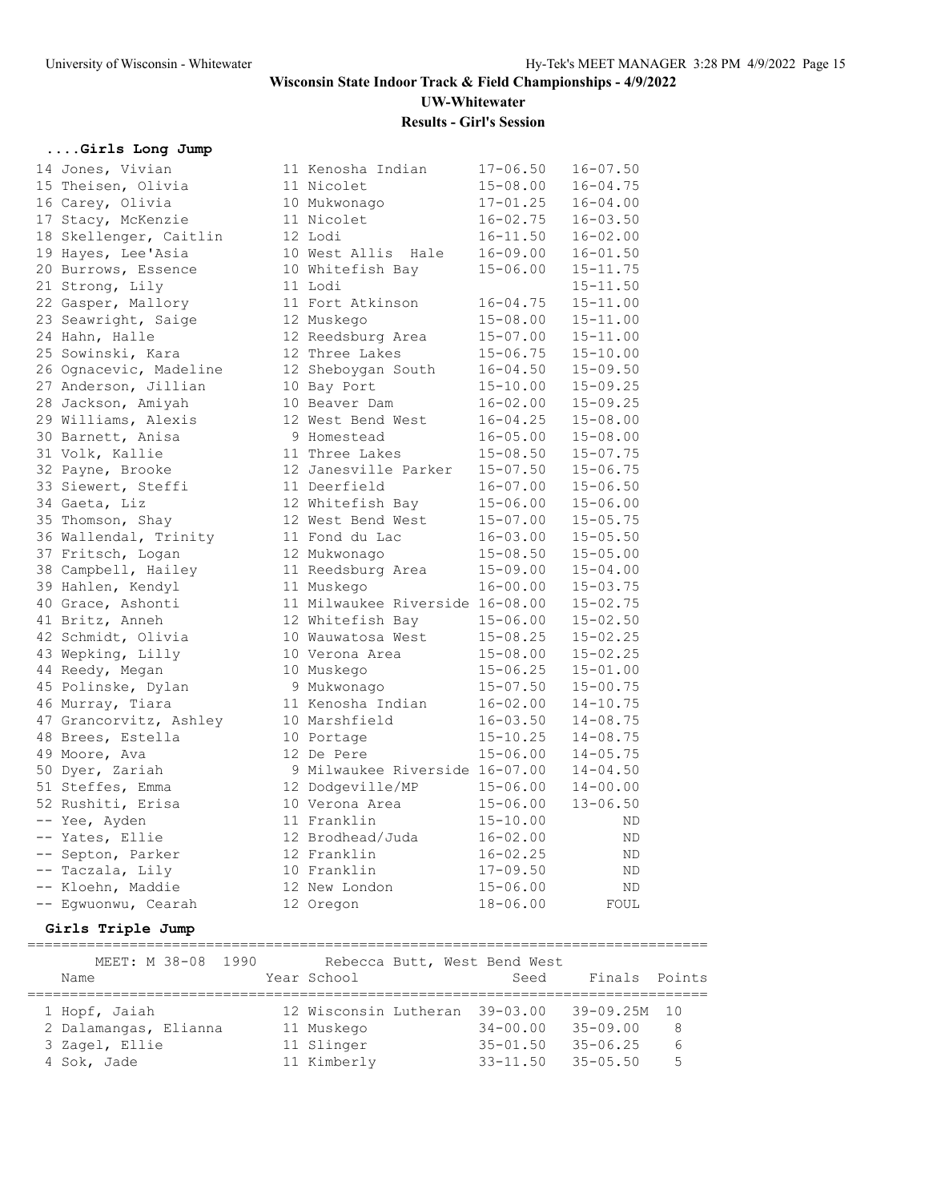## Wisconsin State Indoor Track & Field Championships - 4/9/2022

**UW-Whitewater**

**Results - Girl's Session**

### ....Girls Long Jump

| Place | Name | Year | School | Seed | Finals |
|---|---|---|---|---|---|
| 14 | Jones, Vivian | 11 | Kenosha Indian | 17-06.50 | 16-07.50 |
| 15 | Theisen, Olivia | 11 | Nicolet | 15-08.00 | 16-04.75 |
| 16 | Carey, Olivia | 10 | Mukwonago | 17-01.25 | 16-04.00 |
| 17 | Stacy, McKenzie | 11 | Nicolet | 16-02.75 | 16-03.50 |
| 18 | Skellenger, Caitlin | 12 | Lodi | 16-11.50 | 16-02.00 |
| 19 | Hayes, Lee'Asia | 10 | West Allis Hale | 16-09.00 | 16-01.50 |
| 20 | Burrows, Essence | 10 | Whitefish Bay | 15-06.00 | 15-11.75 |
| 21 | Strong, Lily | 11 | Lodi | | 15-11.50 |
| 22 | Gasper, Mallory | 11 | Fort Atkinson | 16-04.75 | 15-11.00 |
| 23 | Seawright, Saige | 12 | Muskego | 15-08.00 | 15-11.00 |
| 24 | Hahn, Halle | 12 | Reedsburg Area | 15-07.00 | 15-11.00 |
| 25 | Sowinski, Kara | 12 | Three Lakes | 15-06.75 | 15-10.00 |
| 26 | Ognacevic, Madeline | 12 | Sheboygan South | 16-04.50 | 15-09.50 |
| 27 | Anderson, Jillian | 10 | Bay Port | 15-10.00 | 15-09.25 |
| 28 | Jackson, Amiyah | 10 | Beaver Dam | 16-02.00 | 15-09.25 |
| 29 | Williams, Alexis | 12 | West Bend West | 16-04.25 | 15-08.00 |
| 30 | Barnett, Anisa | 9 | Homestead | 16-05.00 | 15-08.00 |
| 31 | Volk, Kallie | 11 | Three Lakes | 15-08.50 | 15-07.75 |
| 32 | Payne, Brooke | 12 | Janesville Parker | 15-07.50 | 15-06.75 |
| 33 | Siewert, Steffi | 11 | Deerfield | 16-07.00 | 15-06.50 |
| 34 | Gaeta, Liz | 12 | Whitefish Bay | 15-06.00 | 15-06.00 |
| 35 | Thomson, Shay | 12 | West Bend West | 15-07.00 | 15-05.75 |
| 36 | Wallendal, Trinity | 11 | Fond du Lac | 16-03.00 | 15-05.50 |
| 37 | Fritsch, Logan | 12 | Mukwonago | 15-08.50 | 15-05.00 |
| 38 | Campbell, Hailey | 11 | Reedsburg Area | 15-09.00 | 15-04.00 |
| 39 | Hahlen, Kendyl | 11 | Muskego | 16-00.00 | 15-03.75 |
| 40 | Grace, Ashonti | 11 | Milwaukee Riverside | 16-08.00 | 15-02.75 |
| 41 | Britz, Anneh | 12 | Whitefish Bay | 15-06.00 | 15-02.50 |
| 42 | Schmidt, Olivia | 10 | Wauwatosa West | 15-08.25 | 15-02.25 |
| 43 | Wepking, Lilly | 10 | Verona Area | 15-08.00 | 15-02.25 |
| 44 | Reedy, Megan | 10 | Muskego | 15-06.25 | 15-01.00 |
| 45 | Polinske, Dylan | 9 | Mukwonago | 15-07.50 | 15-00.75 |
| 46 | Murray, Tiara | 11 | Kenosha Indian | 16-02.00 | 14-10.75 |
| 47 | Grancorvitz, Ashley | 10 | Marshfield | 16-03.50 | 14-08.75 |
| 48 | Brees, Estella | 10 | Portage | 15-10.25 | 14-08.75 |
| 49 | Moore, Ava | 12 | De Pere | 15-06.00 | 14-05.75 |
| 50 | Dyer, Zariah | 9 | Milwaukee Riverside | 16-07.00 | 14-04.50 |
| 51 | Steffes, Emma | 12 | Dodgeville/MP | 15-06.00 | 14-00.00 |
| 52 | Rushiti, Erisa | 10 | Verona Area | 15-06.00 | 13-06.50 |
| -- | Yee, Ayden | 11 | Franklin | 15-10.00 | ND |
| -- | Yates, Ellie | 12 | Brodhead/Juda | 16-02.00 | ND |
| -- | Septon, Parker | 12 | Franklin | 16-02.25 | ND |
| -- | Taczala, Lily | 10 | Franklin | 17-09.50 | ND |
| -- | Kloehn, Maddie | 12 | New London | 15-06.00 | ND |
| -- | Egwuonwu, Cearah | 12 | Oregon | 18-06.00 | FOUL |

### Girls Triple Jump

MEET: M 38-08 1990 Rebecca Butt, West Bend West

| Place | Name | Year | School | Seed | Finals | Points |
|---|---|---|---|---|---|---|
| 1 | Hopf, Jaiah | 12 | Wisconsin Lutheran | 39-03.00 | 39-09.25M | 10 |
| 2 | Dalamangas, Elianna | 11 | Muskego | 34-00.00 | 35-09.00 | 8 |
| 3 | Zagel, Ellie | 11 | Slinger | 35-01.50 | 35-06.25 | 6 |
| 4 | Sok, Jade | 11 | Kimberly | 33-11.50 | 35-05.50 | 5 |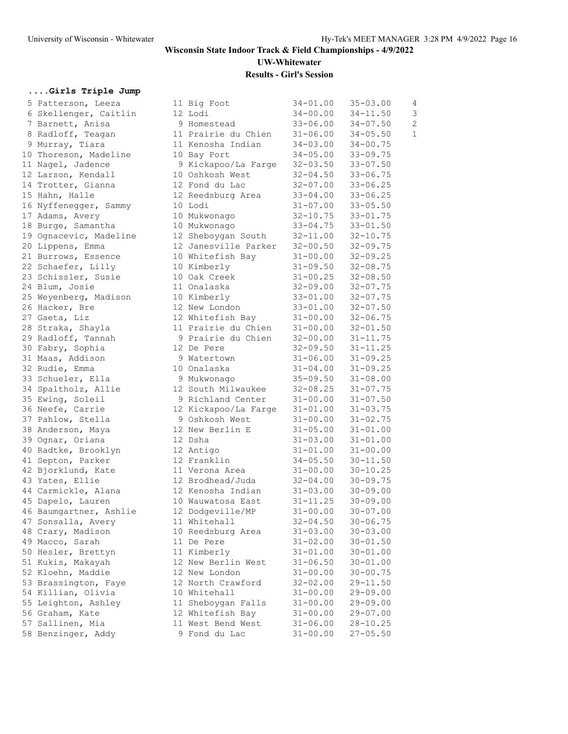# Wisconsin State Indoor Track & Field Championships - 4/9/2022

## UW-Whitewater

### Results - Girl's Session

**....Girls Triple Jump**

| | | | | | | |
|---|---|---|---|---|---|---|
| 5 | Patterson, Leeza | 11 Big Foot | 34-01.00 | 35-03.00 | 4 |
| 6 | Skellenger, Caitlin | 12 Lodi | 34-00.00 | 34-11.50 | 3 |
| 7 | Barnett, Anisa | 9 Homestead | 33-06.00 | 34-07.50 | 2 |
| 8 | Radloff, Teagan | 11 Prairie du Chien | 31-06.00 | 34-05.50 | 1 |
| 9 | Murray, Tiara | 11 Kenosha Indian | 34-03.00 | 34-00.75 | |
| 10 | Thoreson, Madeline | 10 Bay Port | 34-05.00 | 33-09.75 | |
| 11 | Nagel, Jadence | 9 Kickapoo/La Farge | 32-03.50 | 33-07.50 | |
| 12 | Larson, Kendall | 10 Oshkosh West | 32-04.50 | 33-06.75 | |
| 14 | Trotter, Gianna | 12 Fond du Lac | 32-07.00 | 33-06.25 | |
| 15 | Hahn, Halle | 12 Reedsburg Area | 33-04.00 | 33-06.25 | |
| 16 | Nyffenegger, Sammy | 10 Lodi | 31-07.00 | 33-05.50 | |
| 17 | Adams, Avery | 10 Mukwonago | 32-10.75 | 33-01.75 | |
| 18 | Burge, Samantha | 10 Mukwonago | 33-04.75 | 33-01.50 | |
| 19 | Ognacevic, Madeline | 12 Sheboygan South | 32-11.00 | 32-10.75 | |
| 20 | Lippens, Emma | 12 Janesville Parker | 32-00.50 | 32-09.75 | |
| 21 | Burrows, Essence | 10 Whitefish Bay | 31-00.00 | 32-09.25 | |
| 22 | Schaefer, Lilly | 10 Kimberly | 31-09.50 | 32-08.75 | |
| 23 | Schissler, Susie | 10 Oak Creek | 31-00.25 | 32-08.50 | |
| 24 | Blum, Josie | 11 Onalaska | 32-09.00 | 32-07.75 | |
| 25 | Weyenberg, Madison | 10 Kimberly | 33-01.00 | 32-07.75 | |
| 26 | Hacker, Bre | 12 New London | 33-01.00 | 32-07.50 | |
| 27 | Gaeta, Liz | 12 Whitefish Bay | 31-00.00 | 32-06.75 | |
| 28 | Straka, Shayla | 11 Prairie du Chien | 31-00.00 | 32-01.50 | |
| 29 | Radloff, Tannah | 9 Prairie du Chien | 32-00.00 | 31-11.75 | |
| 30 | Fabry, Sophia | 12 De Pere | 32-09.50 | 31-11.25 | |
| 31 | Maas, Addison | 9 Watertown | 31-06.00 | 31-09.25 | |
| 32 | Rudie, Emma | 10 Onalaska | 31-04.00 | 31-09.25 | |
| 33 | Schueler, Ella | 9 Mukwonago | 35-09.50 | 31-08.00 | |
| 34 | Spaltholz, Allie | 12 South Milwaukee | 32-08.25 | 31-07.75 | |
| 35 | Ewing, Soleil | 9 Richland Center | 31-00.00 | 31-07.50 | |
| 36 | Neefe, Carrie | 12 Kickapoo/La Farge | 31-01.00 | 31-03.75 | |
| 37 | Pahlow, Stella | 9 Oshkosh West | 31-00.00 | 31-02.75 | |
| 38 | Anderson, Maya | 12 New Berlin E | 31-05.00 | 31-01.00 | |
| 39 | Ognar, Oriana | 12 Dsha | 31-03.00 | 31-01.00 | |
| 40 | Radtke, Brooklyn | 12 Antigo | 31-01.00 | 31-00.00 | |
| 41 | Septon, Parker | 12 Franklin | 34-05.50 | 30-11.50 | |
| 42 | Bjorklund, Kate | 11 Verona Area | 31-00.00 | 30-10.25 | |
| 43 | Yates, Ellie | 12 Brodhead/Juda | 32-04.00 | 30-09.75 | |
| 44 | Carmickle, Alana | 12 Kenosha Indian | 31-03.00 | 30-09.00 | |
| 45 | Dapelo, Lauren | 10 Wauwatosa East | 31-11.25 | 30-09.00 | |
| 46 | Baumgartner, Ashlie | 12 Dodgeville/MP | 31-00.00 | 30-07.00 | |
| 47 | Sonsalla, Avery | 11 Whitehall | 32-04.50 | 30-06.75 | |
| 48 | Crary, Madison | 10 Reedsburg Area | 31-03.00 | 30-03.00 | |
| 49 | Macco, Sarah | 11 De Pere | 31-02.00 | 30-01.50 | |
| 50 | Hesler, Brettyn | 11 Kimberly | 31-01.00 | 30-01.00 | |
| 51 | Kukis, Makayah | 12 New Berlin West | 31-06.50 | 30-01.00 | |
| 52 | Kloehn, Maddie | 12 New London | 31-00.00 | 30-00.75 | |
| 53 | Brassington, Faye | 12 North Crawford | 32-02.00 | 29-11.50 | |
| 54 | Killian, Olivia | 10 Whitehall | 31-00.00 | 29-09.00 | |
| 55 | Leighton, Ashley | 11 Sheboygan Falls | 31-00.00 | 29-09.00 | |
| 56 | Graham, Kate | 12 Whitefish Bay | 31-00.00 | 29-07.00 | |
| 57 | Sallinen, Mia | 11 West Bend West | 31-06.00 | 28-10.25 | |
| 58 | Benzinger, Addy | 9 Fond du Lac | 31-00.00 | 27-05.50 | |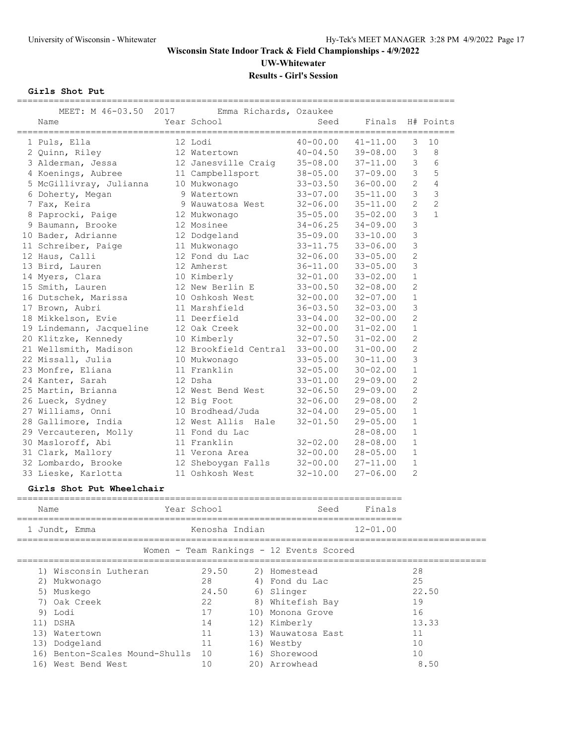# Wisconsin State Indoor Track & Field Championships - 4/9/2022

## UW-Whitewater

## Results - Girl's Session

### Girls Shot Put

MEET: M 46-03.50 2017 Emma Richards, Ozaukee

| | Name | Year | School | Seed | Finals | H# | Points |
|---|---|---|---|---|---|---|---|
| 1 | Puls, Ella | 12 | Lodi | 40-00.00 | 41-11.00 | 3 | 10 |
| 2 | Quinn, Riley | 12 | Watertown | 40-04.50 | 39-08.00 | 3 | 8 |
| 3 | Alderman, Jessa | 12 | Janesville Craig | 35-08.00 | 37-11.00 | 3 | 6 |
| 4 | Koenings, Aubree | 11 | Campbellsport | 38-05.00 | 37-09.00 | 3 | 5 |
| 5 | McGillivray, Julianna | 10 | Mukwonago | 33-03.50 | 36-00.00 | 2 | 4 |
| 6 | Doherty, Megan | 9 | Watertown | 33-07.00 | 35-11.00 | 3 | 3 |
| 7 | Fax, Keira | 9 | Wauwatosa West | 32-06.00 | 35-11.00 | 2 | 2 |
| 8 | Paprocki, Paige | 12 | Mukwonago | 35-05.00 | 35-02.00 | 3 | 1 |
| 9 | Baumann, Brooke | 12 | Mosinee | 34-06.25 | 34-09.00 | 3 | |
| 10 | Bader, Adrianne | 12 | Dodgeland | 35-09.00 | 33-10.00 | 3 | |
| 11 | Schreiber, Paige | 11 | Mukwonago | 33-11.75 | 33-06.00 | 3 | |
| 12 | Haus, Calli | 12 | Fond du Lac | 32-06.00 | 33-05.00 | 2 | |
| 13 | Bird, Lauren | 12 | Amherst | 36-11.00 | 33-05.00 | 3 | |
| 14 | Myers, Clara | 10 | Kimberly | 32-01.00 | 33-02.00 | 1 | |
| 15 | Smith, Lauren | 12 | New Berlin E | 33-00.50 | 32-08.00 | 2 | |
| 16 | Dutschek, Marissa | 10 | Oshkosh West | 32-00.00 | 32-07.00 | 1 | |
| 17 | Brown, Aubri | 11 | Marshfield | 36-03.50 | 32-03.00 | 3 | |
| 18 | Mikkelson, Evie | 11 | Deerfield | 33-04.00 | 32-00.00 | 2 | |
| 19 | Lindemann, Jacqueline | 12 | Oak Creek | 32-00.00 | 31-02.00 | 1 | |
| 20 | Klitzke, Kennedy | 10 | Kimberly | 32-07.50 | 31-02.00 | 2 | |
| 21 | Wellsmith, Madison | 12 | Brookfield Central | 33-00.00 | 31-00.00 | 2 | |
| 22 | Missall, Julia | 10 | Mukwonago | 33-05.00 | 30-11.00 | 3 | |
| 23 | Monfre, Eliana | 11 | Franklin | 32-05.00 | 30-02.00 | 1 | |
| 24 | Kanter, Sarah | 12 | Dsha | 33-01.00 | 29-09.00 | 2 | |
| 25 | Martin, Brianna | 12 | West Bend West | 32-06.50 | 29-09.00 | 2 | |
| 26 | Lueck, Sydney | 12 | Big Foot | 32-06.00 | 29-08.00 | 2 | |
| 27 | Williams, Onni | 10 | Brodhead/Juda | 32-04.00 | 29-05.00 | 1 | |
| 28 | Gallimore, India | 12 | West Allis Hale | 32-01.50 | 29-05.00 | 1 | |
| 29 | Vercauteren, Molly | 11 | Fond du Lac | | 28-08.00 | 1 | |
| 30 | Masloroff, Abi | 11 | Franklin | 32-02.00 | 28-08.00 | 1 | |
| 31 | Clark, Mallory | 11 | Verona Area | 32-00.00 | 28-05.00 | 1 | |
| 32 | Lombardo, Brooke | 12 | Sheboygan Falls | 32-00.00 | 27-11.00 | 1 | |
| 33 | Lieske, Karlotta | 11 | Oshkosh West | 32-10.00 | 27-06.00 | 2 | |

### Girls Shot Put Wheelchair

| | Name | Year | School | Seed | Finals |
|---|---|---|---|---|---|
| 1 | Jundt, Emma | | Kenosha Indian | | 12-01.00 |

### Women - Team Rankings - 12 Events Scored

| | | | | | |
|---|---|---|---|---|---|
| 1) | Wisconsin Lutheran | 29.50 | 2) | Homestead | 28 |
| 2) | Mukwonago | 28 | 4) | Fond du Lac | 25 |
| 5) | Muskego | 24.50 | 6) | Slinger | 22.50 |
| 7) | Oak Creek | 22 | 8) | Whitefish Bay | 19 |
| 9) | Lodi | 17 | 10) | Monona Grove | 16 |
| 11) | DSHA | 14 | 12) | Kimberly | 13.33 |
| 13) | Watertown | 11 | 13) | Wauwatosa East | 11 |
| 13) | Dodgeland | 11 | 16) | Westby | 10 |
| 16) | Benton-Scales Mound-Shulls | 10 | 16) | Shorewood | 10 |
| 16) | West Bend West | 10 | 20) | Arrowhead | 8.50 |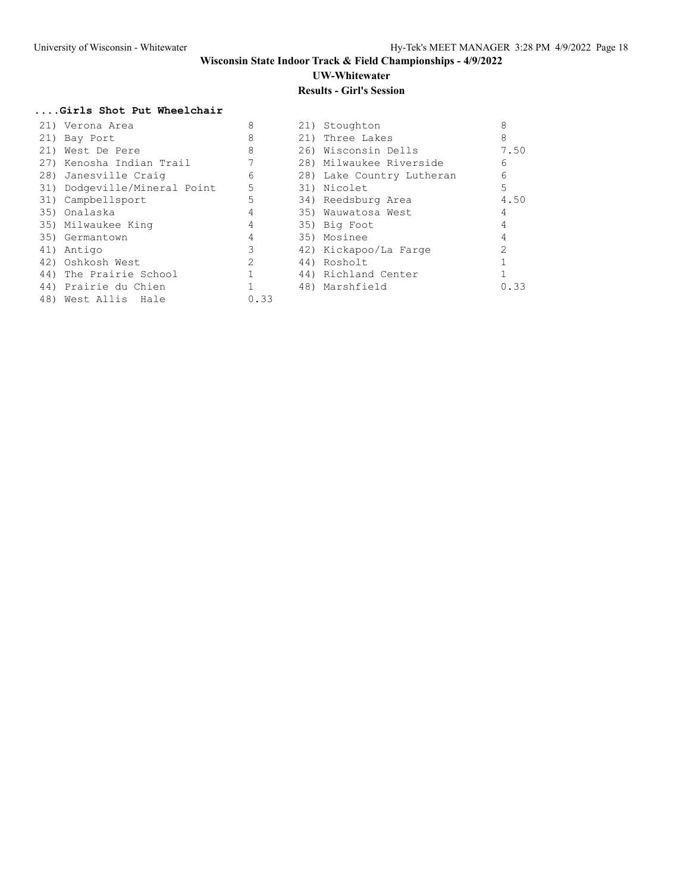#### ....Girls Shot Put Wheelchair

| | | | |
|---|---|---|---|
| 21) Verona Area | 8 | 21) Stoughton | 8 |
| 21) Bay Port | 8 | 21) Three Lakes | 8 |
| 21) West De Pere | 8 | 26) Wisconsin Dells | 7.50 |
| 27) Kenosha Indian Trail | 7 | 28) Milwaukee Riverside | 6 |
| 28) Janesville Craig | 6 | 28) Lake Country Lutheran | 6 |
| 31) Dodgeville/Mineral Point | 5 | 31) Nicolet | 5 |
| 31) Campbellsport | 5 | 34) Reedsburg Area | 4.50 |
| 35) Onalaska | 4 | 35) Wauwatosa West | 4 |
| 35) Milwaukee King | 4 | 35) Big Foot | 4 |
| 35) Germantown | 4 | 35) Mosinee | 4 |
| 41) Antigo | 3 | 42) Kickapoo/La Farge | 2 |
| 42) Oshkosh West | 2 | 44) Rosholt | 1 |
| 44) The Prairie School | 1 | 44) Richland Center | 1 |
| 44) Prairie du Chien | 1 | 48) Marshfield | 0.33 |
| 48) West Allis Hale | 0.33 | | |